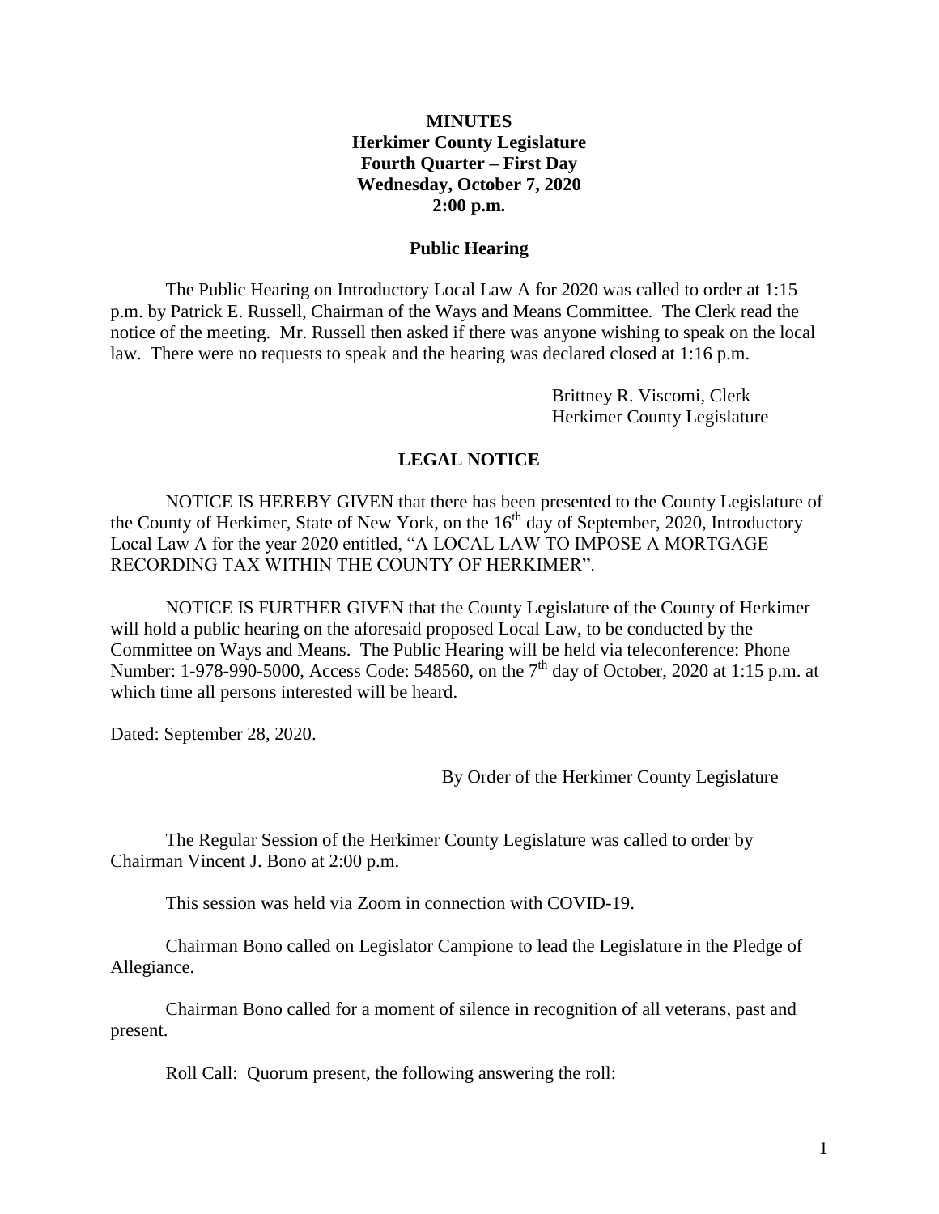**MINUTES**
**Herkimer County Legislature**
**Fourth Quarter – First Day**
**Wednesday, October 7, 2020**
**2:00 p.m.**

**Public Hearing**

The Public Hearing on Introductory Local Law A for 2020 was called to order at 1:15 p.m. by Patrick E. Russell, Chairman of the Ways and Means Committee. The Clerk read the notice of the meeting. Mr. Russell then asked if there was anyone wishing to speak on the local law. There were no requests to speak and the hearing was declared closed at 1:16 p.m.

Brittney R. Viscomi, Clerk
Herkimer County Legislature

**LEGAL NOTICE**

NOTICE IS HEREBY GIVEN that there has been presented to the County Legislature of the County of Herkimer, State of New York, on the 16th day of September, 2020, Introductory Local Law A for the year 2020 entitled, "A LOCAL LAW TO IMPOSE A MORTGAGE RECORDING TAX WITHIN THE COUNTY OF HERKIMER".

NOTICE IS FURTHER GIVEN that the County Legislature of the County of Herkimer will hold a public hearing on the aforesaid proposed Local Law, to be conducted by the Committee on Ways and Means. The Public Hearing will be held via teleconference: Phone Number: 1-978-990-5000, Access Code: 548560, on the 7th day of October, 2020 at 1:15 p.m. at which time all persons interested will be heard.

Dated: September 28, 2020.

By Order of the Herkimer County Legislature

The Regular Session of the Herkimer County Legislature was called to order by Chairman Vincent J. Bono at 2:00 p.m.

This session was held via Zoom in connection with COVID-19.

Chairman Bono called on Legislator Campione to lead the Legislature in the Pledge of Allegiance.

Chairman Bono called for a moment of silence in recognition of all veterans, past and present.

Roll Call: Quorum present, the following answering the roll: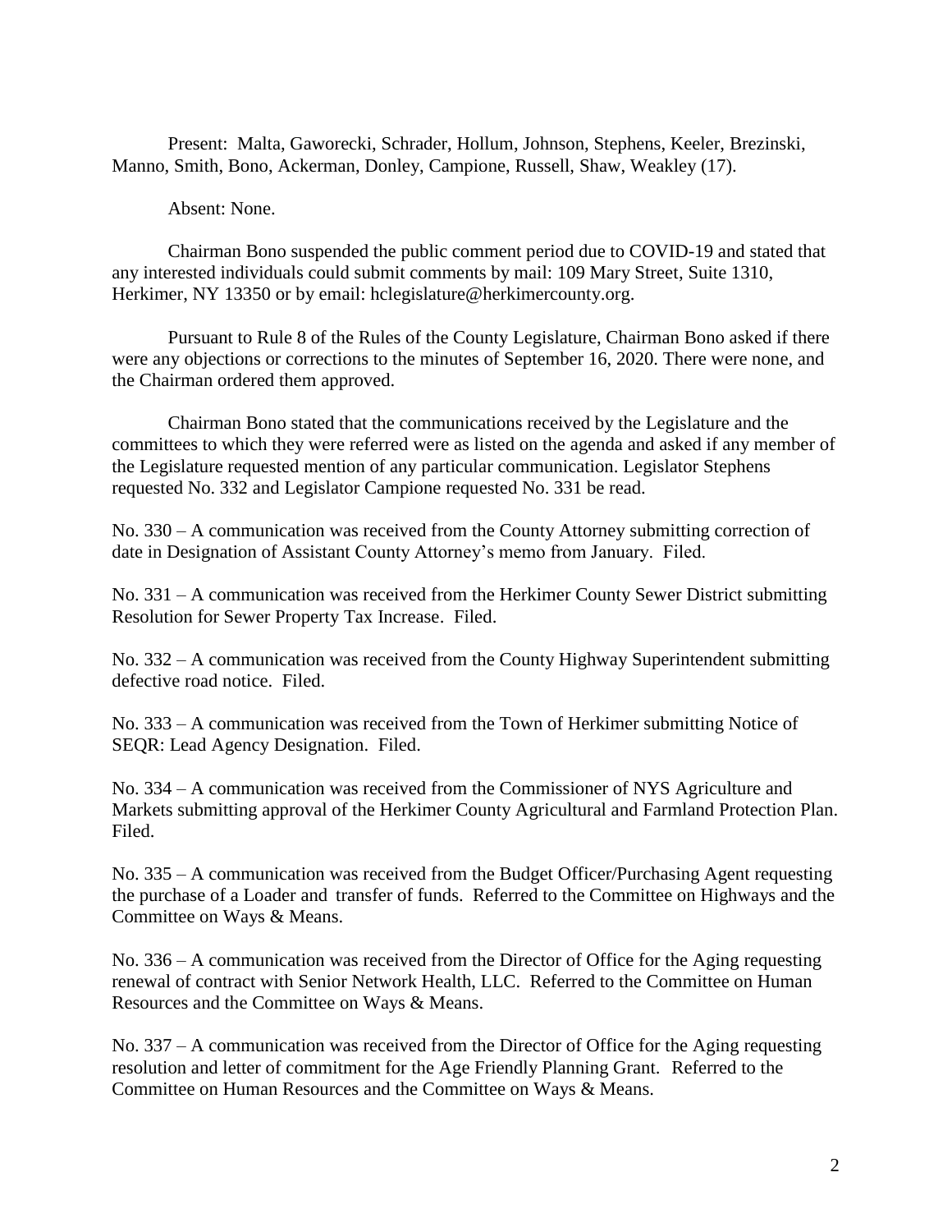Present: Malta, Gaworecki, Schrader, Hollum, Johnson, Stephens, Keeler, Brezinski, Manno, Smith, Bono, Ackerman, Donley, Campione, Russell, Shaw, Weakley (17).

Absent: None.

Chairman Bono suspended the public comment period due to COVID-19 and stated that any interested individuals could submit comments by mail: 109 Mary Street, Suite 1310, Herkimer, NY 13350 or by email: hclegislature@herkimercounty.org.

Pursuant to Rule 8 of the Rules of the County Legislature, Chairman Bono asked if there were any objections or corrections to the minutes of September 16, 2020. There were none, and the Chairman ordered them approved.

Chairman Bono stated that the communications received by the Legislature and the committees to which they were referred were as listed on the agenda and asked if any member of the Legislature requested mention of any particular communication. Legislator Stephens requested No. 332 and Legislator Campione requested No. 331 be read.

No. 330 – A communication was received from the County Attorney submitting correction of date in Designation of Assistant County Attorney's memo from January. Filed.

No. 331 – A communication was received from the Herkimer County Sewer District submitting Resolution for Sewer Property Tax Increase. Filed.

No. 332 – A communication was received from the County Highway Superintendent submitting defective road notice. Filed.

No. 333 – A communication was received from the Town of Herkimer submitting Notice of SEQR: Lead Agency Designation. Filed.

No. 334 – A communication was received from the Commissioner of NYS Agriculture and Markets submitting approval of the Herkimer County Agricultural and Farmland Protection Plan. Filed.

No. 335 – A communication was received from the Budget Officer/Purchasing Agent requesting the purchase of a Loader and transfer of funds. Referred to the Committee on Highways and the Committee on Ways & Means.

No. 336 – A communication was received from the Director of Office for the Aging requesting renewal of contract with Senior Network Health, LLC. Referred to the Committee on Human Resources and the Committee on Ways & Means.

No. 337 – A communication was received from the Director of Office for the Aging requesting resolution and letter of commitment for the Age Friendly Planning Grant. Referred to the Committee on Human Resources and the Committee on Ways & Means.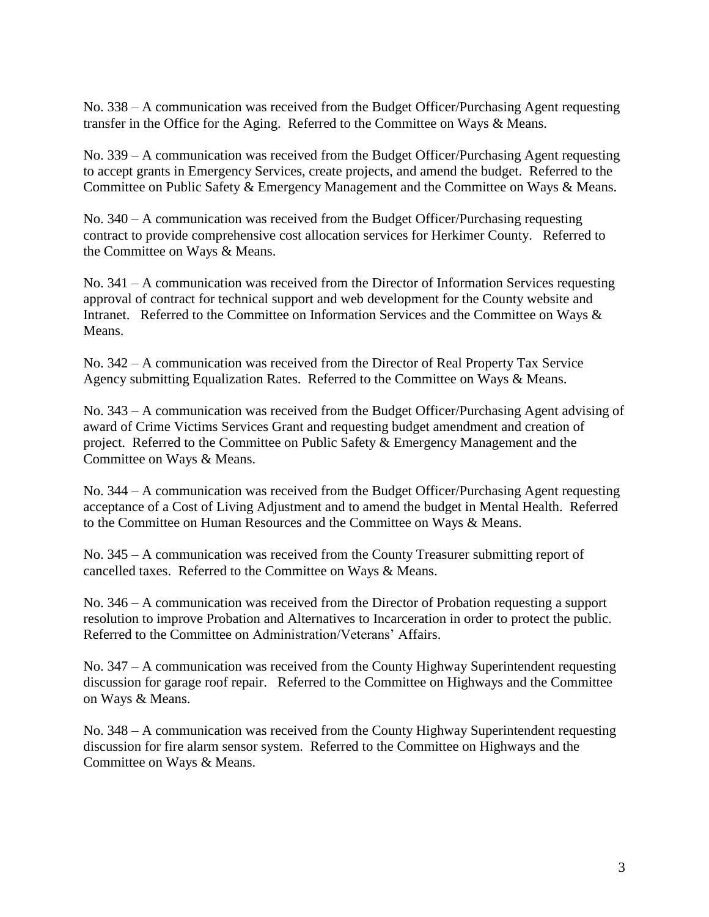No. 338 – A communication was received from the Budget Officer/Purchasing Agent requesting transfer in the Office for the Aging. Referred to the Committee on Ways & Means.

No. 339 – A communication was received from the Budget Officer/Purchasing Agent requesting to accept grants in Emergency Services, create projects, and amend the budget. Referred to the Committee on Public Safety & Emergency Management and the Committee on Ways & Means.

No. 340 – A communication was received from the Budget Officer/Purchasing requesting contract to provide comprehensive cost allocation services for Herkimer County. Referred to the Committee on Ways & Means.

No. 341 – A communication was received from the Director of Information Services requesting approval of contract for technical support and web development for the County website and Intranet. Referred to the Committee on Information Services and the Committee on Ways & Means.

No. 342 – A communication was received from the Director of Real Property Tax Service Agency submitting Equalization Rates. Referred to the Committee on Ways & Means.

No. 343 – A communication was received from the Budget Officer/Purchasing Agent advising of award of Crime Victims Services Grant and requesting budget amendment and creation of project. Referred to the Committee on Public Safety & Emergency Management and the Committee on Ways & Means.

No. 344 – A communication was received from the Budget Officer/Purchasing Agent requesting acceptance of a Cost of Living Adjustment and to amend the budget in Mental Health. Referred to the Committee on Human Resources and the Committee on Ways & Means.

No. 345 – A communication was received from the County Treasurer submitting report of cancelled taxes. Referred to the Committee on Ways & Means.

No. 346 – A communication was received from the Director of Probation requesting a support resolution to improve Probation and Alternatives to Incarceration in order to protect the public. Referred to the Committee on Administration/Veterans' Affairs.

No. 347 – A communication was received from the County Highway Superintendent requesting discussion for garage roof repair. Referred to the Committee on Highways and the Committee on Ways & Means.

No. 348 – A communication was received from the County Highway Superintendent requesting discussion for fire alarm sensor system. Referred to the Committee on Highways and the Committee on Ways & Means.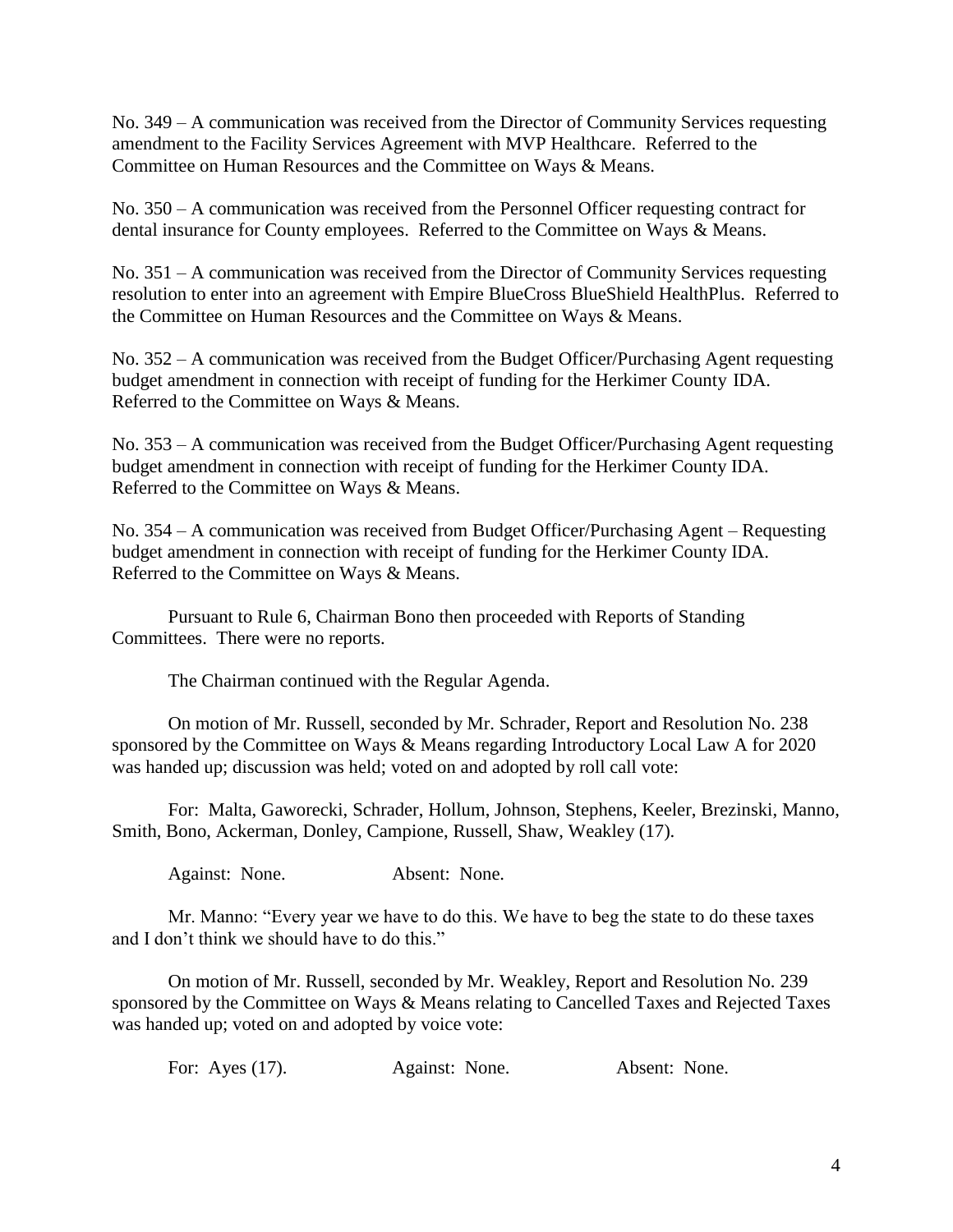No. 349 – A communication was received from the Director of Community Services requesting amendment to the Facility Services Agreement with MVP Healthcare. Referred to the Committee on Human Resources and the Committee on Ways & Means.

No. 350 – A communication was received from the Personnel Officer requesting contract for dental insurance for County employees. Referred to the Committee on Ways & Means.

No. 351 – A communication was received from the Director of Community Services requesting resolution to enter into an agreement with Empire BlueCross BlueShield HealthPlus. Referred to the Committee on Human Resources and the Committee on Ways & Means.

No. 352 – A communication was received from the Budget Officer/Purchasing Agent requesting budget amendment in connection with receipt of funding for the Herkimer County IDA. Referred to the Committee on Ways & Means.

No. 353 – A communication was received from the Budget Officer/Purchasing Agent requesting budget amendment in connection with receipt of funding for the Herkimer County IDA. Referred to the Committee on Ways & Means.

No. 354 – A communication was received from Budget Officer/Purchasing Agent – Requesting budget amendment in connection with receipt of funding for the Herkimer County IDA. Referred to the Committee on Ways & Means.

Pursuant to Rule 6, Chairman Bono then proceeded with Reports of Standing Committees. There were no reports.

The Chairman continued with the Regular Agenda.

On motion of Mr. Russell, seconded by Mr. Schrader, Report and Resolution No. 238 sponsored by the Committee on Ways & Means regarding Introductory Local Law A for 2020 was handed up; discussion was held; voted on and adopted by roll call vote:

For: Malta, Gaworecki, Schrader, Hollum, Johnson, Stephens, Keeler, Brezinski, Manno, Smith, Bono, Ackerman, Donley, Campione, Russell, Shaw, Weakley (17).

Against: None. Absent: None.

Mr. Manno: "Every year we have to do this. We have to beg the state to do these taxes and I don't think we should have to do this."

On motion of Mr. Russell, seconded by Mr. Weakley, Report and Resolution No. 239 sponsored by the Committee on Ways & Means relating to Cancelled Taxes and Rejected Taxes was handed up; voted on and adopted by voice vote:

For: Ayes (17). Against: None. Absent: None.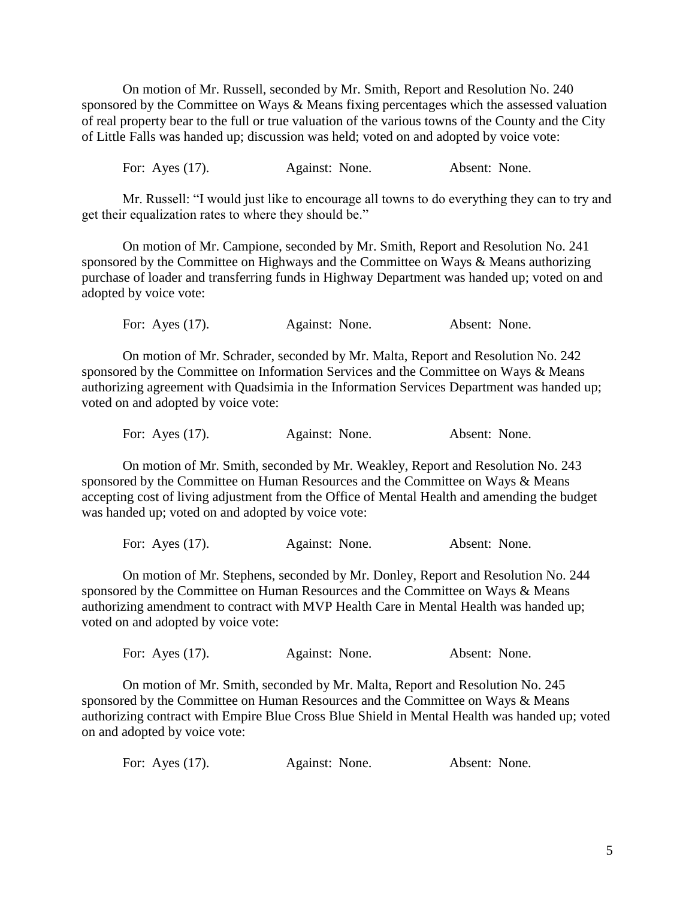On motion of Mr. Russell, seconded by Mr. Smith, Report and Resolution No. 240 sponsored by the Committee on Ways & Means fixing percentages which the assessed valuation of real property bear to the full or true valuation of the various towns of the County and the City of Little Falls was handed up; discussion was held; voted on and adopted by voice vote:

For: Ayes (17). Against: None. Absent: None.

Mr. Russell: "I would just like to encourage all towns to do everything they can to try and get their equalization rates to where they should be."

On motion of Mr. Campione, seconded by Mr. Smith, Report and Resolution No. 241 sponsored by the Committee on Highways and the Committee on Ways & Means authorizing purchase of loader and transferring funds in Highway Department was handed up; voted on and adopted by voice vote:

For: Ayes (17). Against: None. Absent: None.

On motion of Mr. Schrader, seconded by Mr. Malta, Report and Resolution No. 242 sponsored by the Committee on Information Services and the Committee on Ways & Means authorizing agreement with Quadsimia in the Information Services Department was handed up; voted on and adopted by voice vote:

For: Ayes (17). Against: None. Absent: None.

On motion of Mr. Smith, seconded by Mr. Weakley, Report and Resolution No. 243 sponsored by the Committee on Human Resources and the Committee on Ways & Means accepting cost of living adjustment from the Office of Mental Health and amending the budget was handed up; voted on and adopted by voice vote:

For: Ayes (17). Against: None. Absent: None.

On motion of Mr. Stephens, seconded by Mr. Donley, Report and Resolution No. 244 sponsored by the Committee on Human Resources and the Committee on Ways & Means authorizing amendment to contract with MVP Health Care in Mental Health was handed up; voted on and adopted by voice vote:

For: Ayes (17). Against: None. Absent: None.

On motion of Mr. Smith, seconded by Mr. Malta, Report and Resolution No. 245 sponsored by the Committee on Human Resources and the Committee on Ways & Means authorizing contract with Empire Blue Cross Blue Shield in Mental Health was handed up; voted on and adopted by voice vote:

For: Ayes (17). Against: None. Absent: None.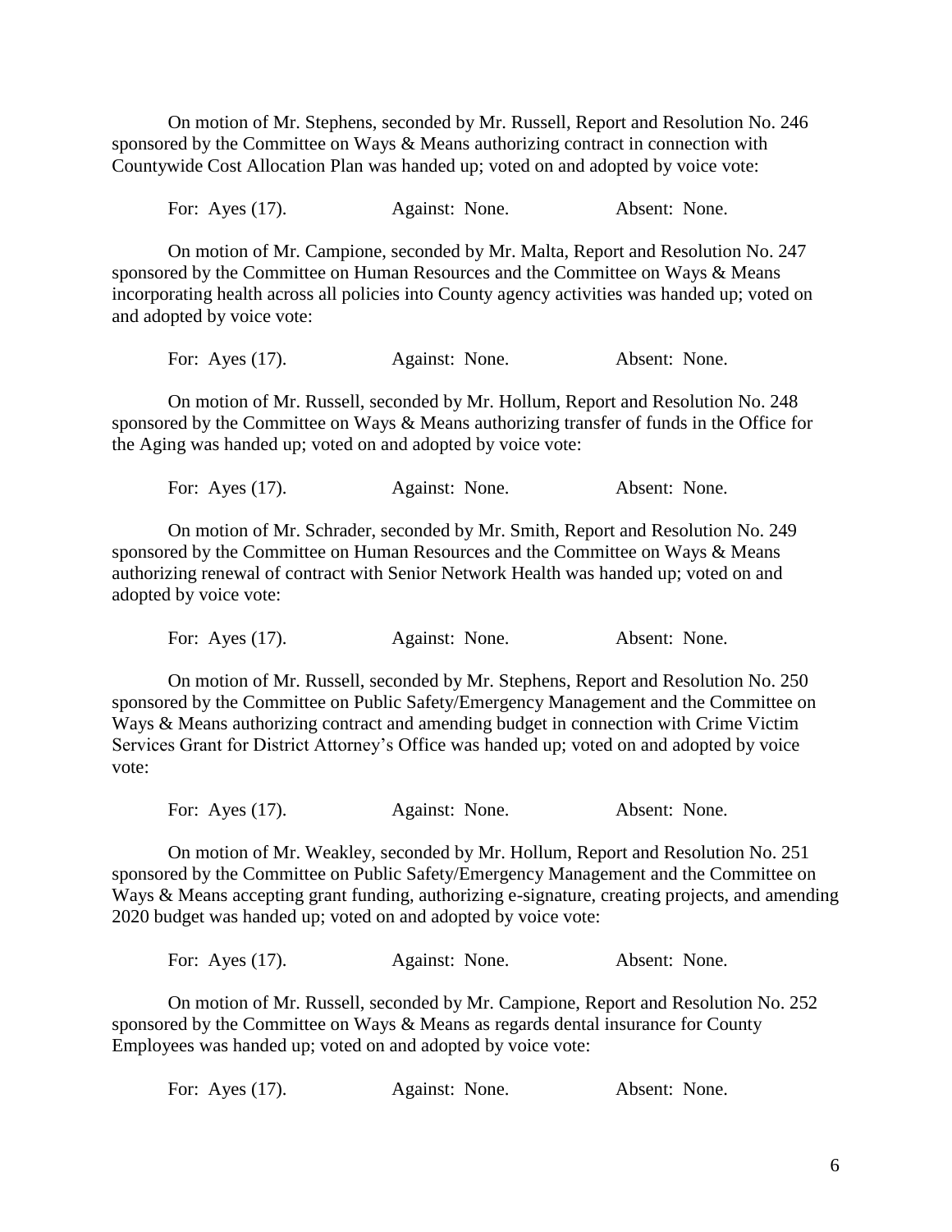On motion of Mr. Stephens, seconded by Mr. Russell, Report and Resolution No. 246 sponsored by the Committee on Ways & Means authorizing contract in connection with Countywide Cost Allocation Plan was handed up; voted on and adopted by voice vote:

For: Ayes (17). Against: None. Absent: None.

On motion of Mr. Campione, seconded by Mr. Malta, Report and Resolution No. 247 sponsored by the Committee on Human Resources and the Committee on Ways & Means incorporating health across all policies into County agency activities was handed up; voted on and adopted by voice vote:

For: Ayes (17). Against: None. Absent: None.

On motion of Mr. Russell, seconded by Mr. Hollum, Report and Resolution No. 248 sponsored by the Committee on Ways & Means authorizing transfer of funds in the Office for the Aging was handed up; voted on and adopted by voice vote:

For: Ayes (17). Against: None. Absent: None.

On motion of Mr. Schrader, seconded by Mr. Smith, Report and Resolution No. 249 sponsored by the Committee on Human Resources and the Committee on Ways & Means authorizing renewal of contract with Senior Network Health was handed up; voted on and adopted by voice vote:

For: Ayes (17). Against: None. Absent: None.

On motion of Mr. Russell, seconded by Mr. Stephens, Report and Resolution No. 250 sponsored by the Committee on Public Safety/Emergency Management and the Committee on Ways & Means authorizing contract and amending budget in connection with Crime Victim Services Grant for District Attorney's Office was handed up; voted on and adopted by voice vote:

For: Ayes (17). Against: None. Absent: None.

On motion of Mr. Weakley, seconded by Mr. Hollum, Report and Resolution No. 251 sponsored by the Committee on Public Safety/Emergency Management and the Committee on Ways & Means accepting grant funding, authorizing e-signature, creating projects, and amending 2020 budget was handed up; voted on and adopted by voice vote:

For: Ayes (17). Against: None. Absent: None.

On motion of Mr. Russell, seconded by Mr. Campione, Report and Resolution No. 252 sponsored by the Committee on Ways & Means as regards dental insurance for County Employees was handed up; voted on and adopted by voice vote:

For: Ayes (17). Against: None. Absent: None.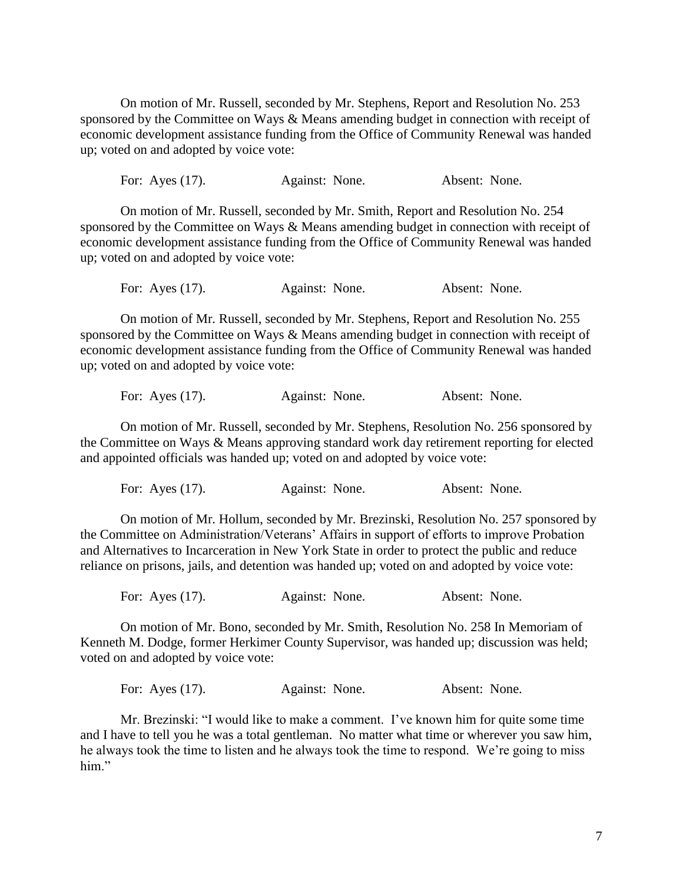On motion of Mr. Russell, seconded by Mr. Stephens, Report and Resolution No. 253 sponsored by the Committee on Ways & Means amending budget in connection with receipt of economic development assistance funding from the Office of Community Renewal was handed up; voted on and adopted by voice vote:

For: Ayes (17). Against: None. Absent: None.

On motion of Mr. Russell, seconded by Mr. Smith, Report and Resolution No. 254 sponsored by the Committee on Ways & Means amending budget in connection with receipt of economic development assistance funding from the Office of Community Renewal was handed up; voted on and adopted by voice vote:

For: Ayes (17). Against: None. Absent: None.

On motion of Mr. Russell, seconded by Mr. Stephens, Report and Resolution No. 255 sponsored by the Committee on Ways & Means amending budget in connection with receipt of economic development assistance funding from the Office of Community Renewal was handed up; voted on and adopted by voice vote:

For: Ayes (17). Against: None. Absent: None.

On motion of Mr. Russell, seconded by Mr. Stephens, Resolution No. 256 sponsored by the Committee on Ways & Means approving standard work day retirement reporting for elected and appointed officials was handed up; voted on and adopted by voice vote:

For: Ayes (17). Against: None. Absent: None.

On motion of Mr. Hollum, seconded by Mr. Brezinski, Resolution No. 257 sponsored by the Committee on Administration/Veterans' Affairs in support of efforts to improve Probation and Alternatives to Incarceration in New York State in order to protect the public and reduce reliance on prisons, jails, and detention was handed up; voted on and adopted by voice vote:

For: Ayes (17). Against: None. Absent: None.

On motion of Mr. Bono, seconded by Mr. Smith, Resolution No. 258 In Memoriam of Kenneth M. Dodge, former Herkimer County Supervisor, was handed up; discussion was held; voted on and adopted by voice vote:

For: Ayes (17). Against: None. Absent: None.

Mr. Brezinski: "I would like to make a comment. I've known him for quite some time and I have to tell you he was a total gentleman. No matter what time or wherever you saw him, he always took the time to listen and he always took the time to respond. We're going to miss him."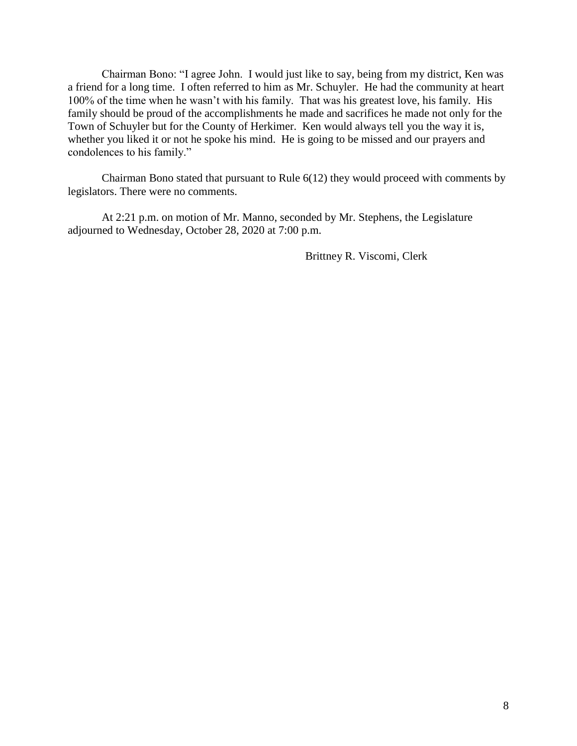Chairman Bono: “I agree John. I would just like to say, being from my district, Ken was a friend for a long time. I often referred to him as Mr. Schuyler. He had the community at heart 100% of the time when he wasn’t with his family. That was his greatest love, his family. His family should be proud of the accomplishments he made and sacrifices he made not only for the Town of Schuyler but for the County of Herkimer. Ken would always tell you the way it is, whether you liked it or not he spoke his mind. He is going to be missed and our prayers and condolences to his family.”

Chairman Bono stated that pursuant to Rule 6(12) they would proceed with comments by legislators. There were no comments.

At 2:21 p.m. on motion of Mr. Manno, seconded by Mr. Stephens, the Legislature adjourned to Wednesday, October 28, 2020 at 7:00 p.m.

Brittney R. Viscomi, Clerk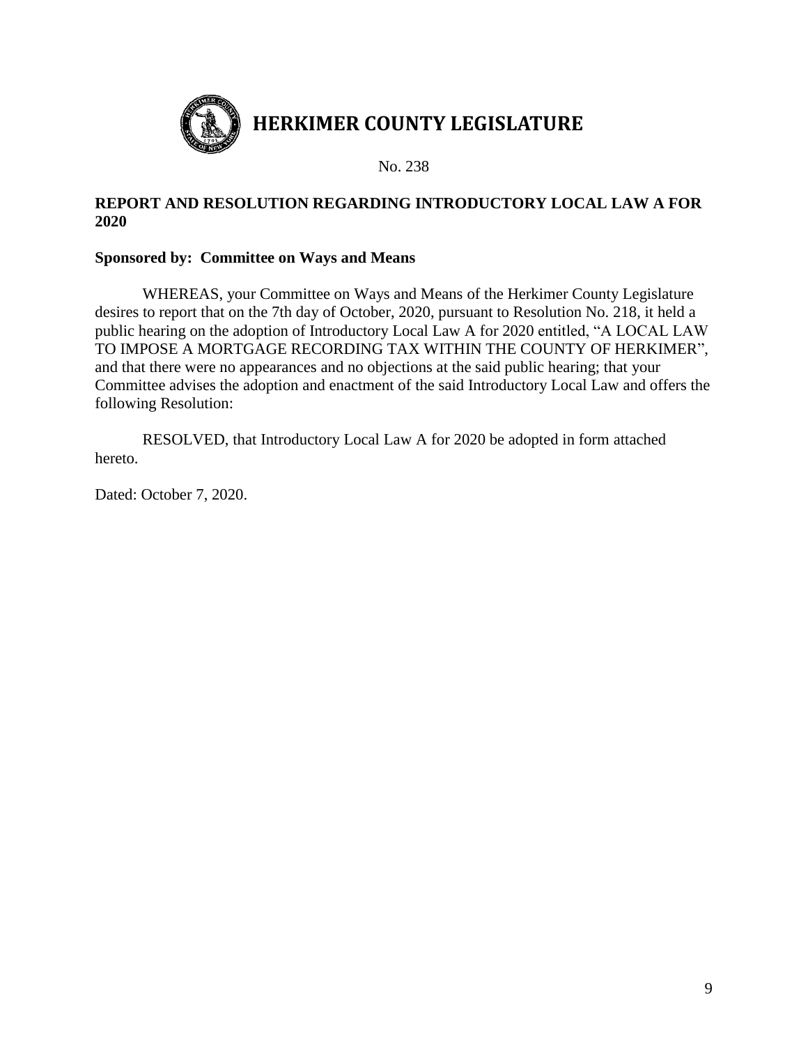# HERKIMER COUNTY LEGISLATURE

No. 238

**REPORT AND RESOLUTION REGARDING INTRODUCTORY LOCAL LAW A FOR 2020**

**Sponsored by: Committee on Ways and Means**

WHEREAS, your Committee on Ways and Means of the Herkimer County Legislature desires to report that on the 7th day of October, 2020, pursuant to Resolution No. 218, it held a public hearing on the adoption of Introductory Local Law A for 2020 entitled, "A LOCAL LAW TO IMPOSE A MORTGAGE RECORDING TAX WITHIN THE COUNTY OF HERKIMER", and that there were no appearances and no objections at the said public hearing; that your Committee advises the adoption and enactment of the said Introductory Local Law and offers the following Resolution:

RESOLVED, that Introductory Local Law A for 2020 be adopted in form attached hereto.

Dated: October 7, 2020.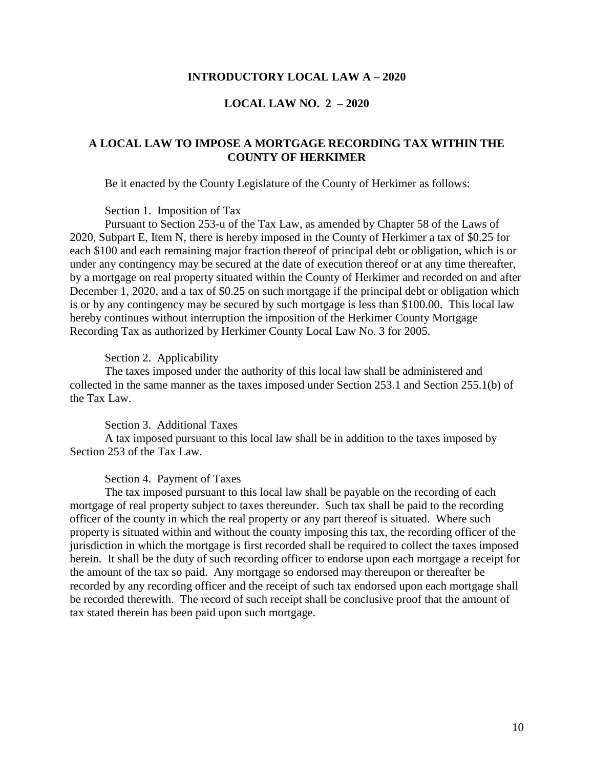**INTRODUCTORY LOCAL LAW A – 2020**

**LOCAL LAW NO. 2 – 2020**

**A LOCAL LAW TO IMPOSE A MORTGAGE RECORDING TAX WITHIN THE COUNTY OF HERKIMER**

Be it enacted by the County Legislature of the County of Herkimer as follows:

Section 1. Imposition of Tax

Pursuant to Section 253-u of the Tax Law, as amended by Chapter 58 of the Laws of 2020, Subpart E, Item N, there is hereby imposed in the County of Herkimer a tax of $0.25 for each $100 and each remaining major fraction thereof of principal debt or obligation, which is or under any contingency may be secured at the date of execution thereof or at any time thereafter, by a mortgage on real property situated within the County of Herkimer and recorded on and after December 1, 2020, and a tax of $0.25 on such mortgage if the principal debt or obligation which is or by any contingency may be secured by such mortgage is less than $100.00. This local law hereby continues without interruption the imposition of the Herkimer County Mortgage Recording Tax as authorized by Herkimer County Local Law No. 3 for 2005.

Section 2. Applicability

The taxes imposed under the authority of this local law shall be administered and collected in the same manner as the taxes imposed under Section 253.1 and Section 255.1(b) of the Tax Law.

Section 3. Additional Taxes

A tax imposed pursuant to this local law shall be in addition to the taxes imposed by Section 253 of the Tax Law.

Section 4. Payment of Taxes

The tax imposed pursuant to this local law shall be payable on the recording of each mortgage of real property subject to taxes thereunder. Such tax shall be paid to the recording officer of the county in which the real property or any part thereof is situated. Where such property is situated within and without the county imposing this tax, the recording officer of the jurisdiction in which the mortgage is first recorded shall be required to collect the taxes imposed herein. It shall be the duty of such recording officer to endorse upon each mortgage a receipt for the amount of the tax so paid. Any mortgage so endorsed may thereupon or thereafter be recorded by any recording officer and the receipt of such tax endorsed upon each mortgage shall be recorded therewith. The record of such receipt shall be conclusive proof that the amount of tax stated therein has been paid upon such mortgage.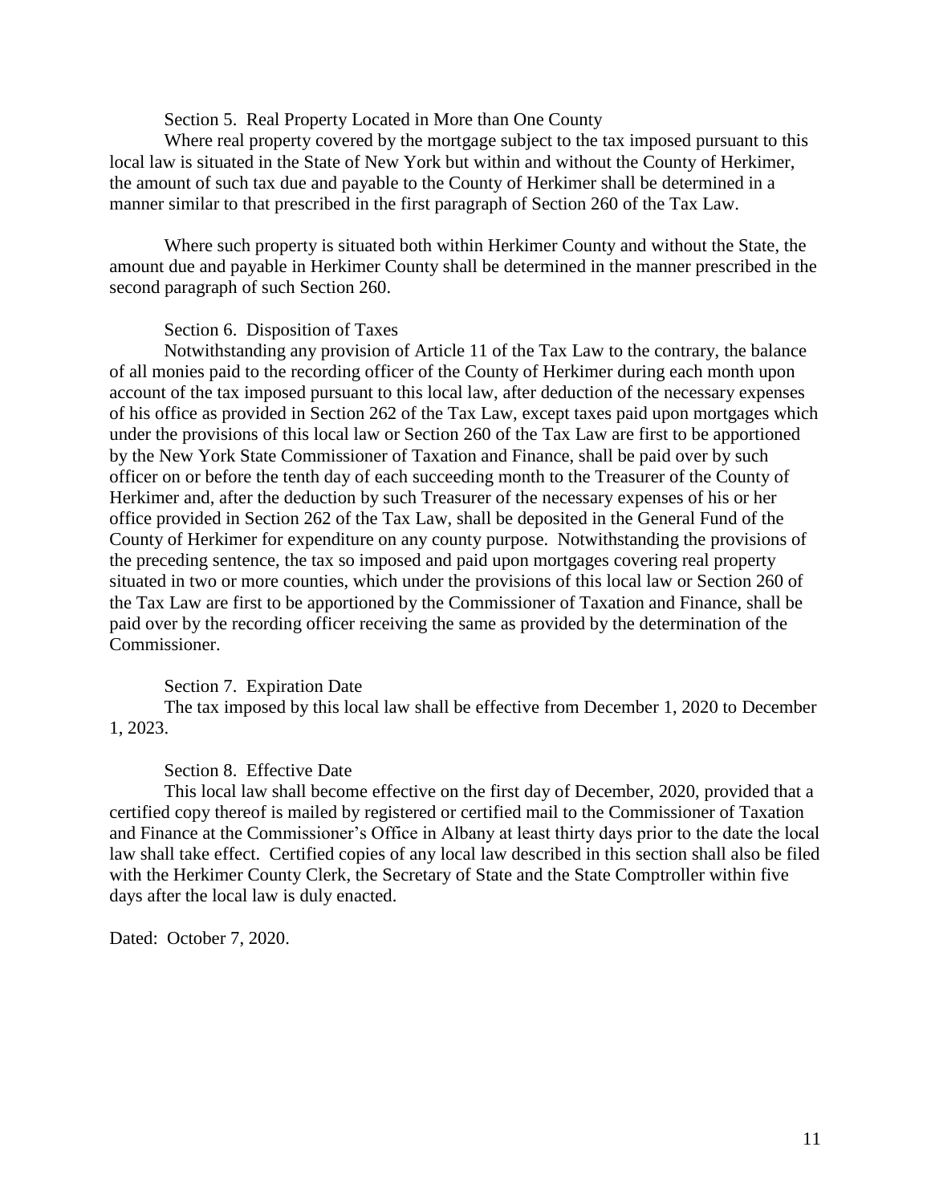Section 5. Real Property Located in More than One County

Where real property covered by the mortgage subject to the tax imposed pursuant to this local law is situated in the State of New York but within and without the County of Herkimer, the amount of such tax due and payable to the County of Herkimer shall be determined in a manner similar to that prescribed in the first paragraph of Section 260 of the Tax Law.

Where such property is situated both within Herkimer County and without the State, the amount due and payable in Herkimer County shall be determined in the manner prescribed in the second paragraph of such Section 260.

Section 6. Disposition of Taxes

Notwithstanding any provision of Article 11 of the Tax Law to the contrary, the balance of all monies paid to the recording officer of the County of Herkimer during each month upon account of the tax imposed pursuant to this local law, after deduction of the necessary expenses of his office as provided in Section 262 of the Tax Law, except taxes paid upon mortgages which under the provisions of this local law or Section 260 of the Tax Law are first to be apportioned by the New York State Commissioner of Taxation and Finance, shall be paid over by such officer on or before the tenth day of each succeeding month to the Treasurer of the County of Herkimer and, after the deduction by such Treasurer of the necessary expenses of his or her office provided in Section 262 of the Tax Law, shall be deposited in the General Fund of the County of Herkimer for expenditure on any county purpose. Notwithstanding the provisions of the preceding sentence, the tax so imposed and paid upon mortgages covering real property situated in two or more counties, which under the provisions of this local law or Section 260 of the Tax Law are first to be apportioned by the Commissioner of Taxation and Finance, shall be paid over by the recording officer receiving the same as provided by the determination of the Commissioner.

Section 7. Expiration Date

The tax imposed by this local law shall be effective from December 1, 2020 to December 1, 2023.

Section 8. Effective Date

This local law shall become effective on the first day of December, 2020, provided that a certified copy thereof is mailed by registered or certified mail to the Commissioner of Taxation and Finance at the Commissioner's Office in Albany at least thirty days prior to the date the local law shall take effect. Certified copies of any local law described in this section shall also be filed with the Herkimer County Clerk, the Secretary of State and the State Comptroller within five days after the local law is duly enacted.

Dated: October 7, 2020.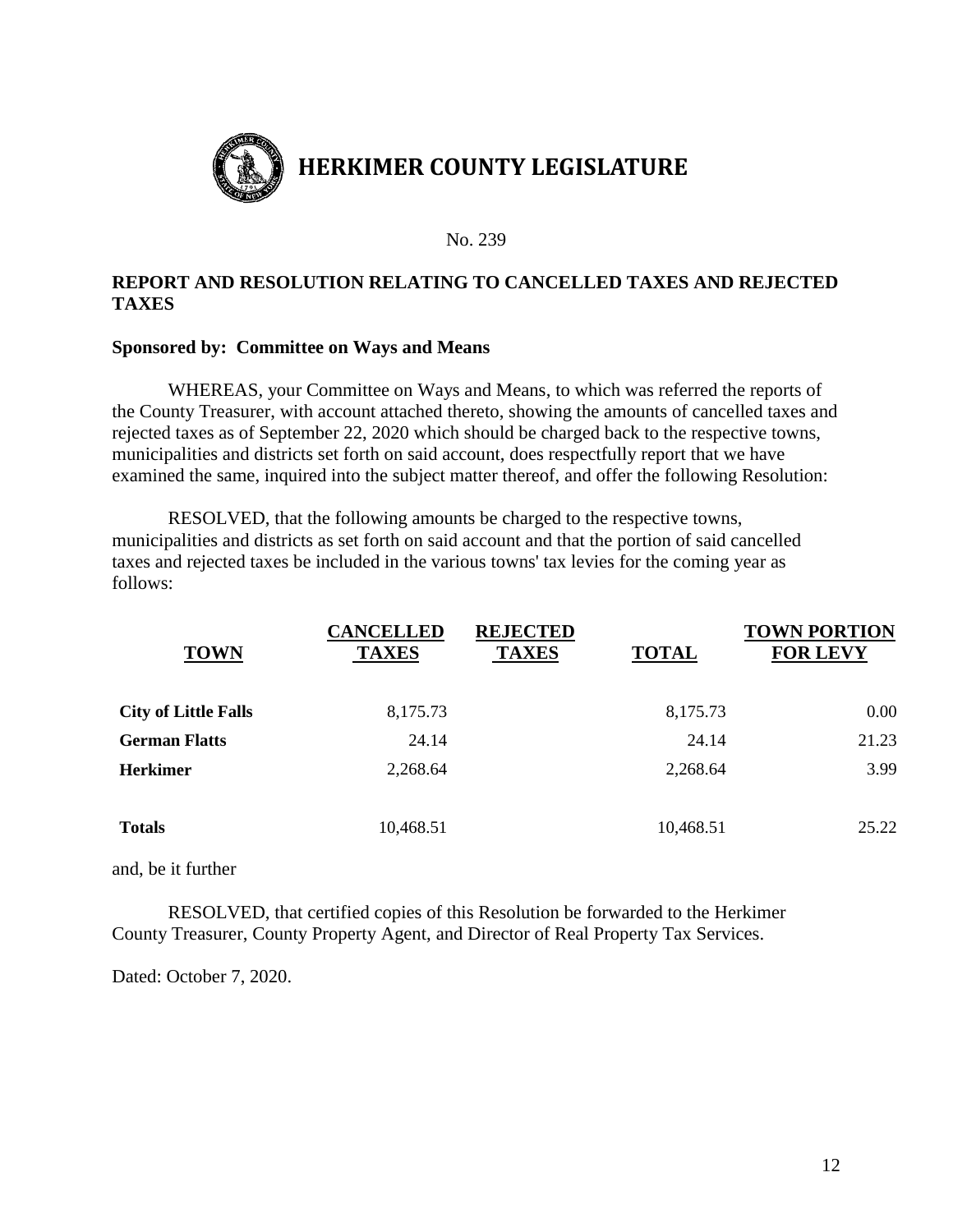# HERKIMER COUNTY LEGISLATURE

No. 239

## REPORT AND RESOLUTION RELATING TO CANCELLED TAXES AND REJECTED TAXES

**Sponsored by: Committee on Ways and Means**

WHEREAS, your Committee on Ways and Means, to which was referred the reports of the County Treasurer, with account attached thereto, showing the amounts of cancelled taxes and rejected taxes as of September 22, 2020 which should be charged back to the respective towns, municipalities and districts set forth on said account, does respectfully report that we have examined the same, inquired into the subject matter thereof, and offer the following Resolution:

RESOLVED, that the following amounts be charged to the respective towns, municipalities and districts as set forth on said account and that the portion of said cancelled taxes and rejected taxes be included in the various towns' tax levies for the coming year as follows:

| TOWN | CANCELLED TAXES | REJECTED TAXES | TOTAL | TOWN PORTION FOR LEVY |
|---|---|---|---|---|
| **City of Little Falls** | 8,175.73 | | 8,175.73 | 0.00 |
| **German Flatts** | 24.14 | | 24.14 | 21.23 |
| **Herkimer** | 2,268.64 | | 2,268.64 | 3.99 |
| **Totals** | 10,468.51 | | 10,468.51 | 25.22 |

and, be it further

RESOLVED, that certified copies of this Resolution be forwarded to the Herkimer County Treasurer, County Property Agent, and Director of Real Property Tax Services.

Dated: October 7, 2020.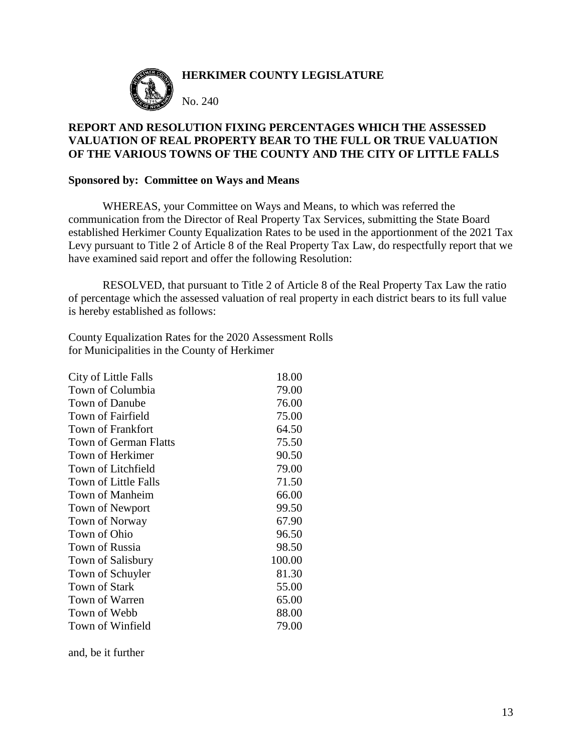**HERKIMER COUNTY LEGISLATURE**

No. 240

**REPORT AND RESOLUTION FIXING PERCENTAGES WHICH THE ASSESSED VALUATION OF REAL PROPERTY BEAR TO THE FULL OR TRUE VALUATION OF THE VARIOUS TOWNS OF THE COUNTY AND THE CITY OF LITTLE FALLS**

**Sponsored by: Committee on Ways and Means**

WHEREAS, your Committee on Ways and Means, to which was referred the communication from the Director of Real Property Tax Services, submitting the State Board established Herkimer County Equalization Rates to be used in the apportionment of the 2021 Tax Levy pursuant to Title 2 of Article 8 of the Real Property Tax Law, do respectfully report that we have examined said report and offer the following Resolution:

RESOLVED, that pursuant to Title 2 of Article 8 of the Real Property Tax Law the ratio of percentage which the assessed valuation of real property in each district bears to its full value is hereby established as follows:

County Equalization Rates for the 2020 Assessment Rolls
for Municipalities in the County of Herkimer

| | |
|---|---|
| City of Little Falls | 18.00 |
| Town of Columbia | 79.00 |
| Town of Danube | 76.00 |
| Town of Fairfield | 75.00 |
| Town of Frankfort | 64.50 |
| Town of German Flatts | 75.50 |
| Town of Herkimer | 90.50 |
| Town of Litchfield | 79.00 |
| Town of Little Falls | 71.50 |
| Town of Manheim | 66.00 |
| Town of Newport | 99.50 |
| Town of Norway | 67.90 |
| Town of Ohio | 96.50 |
| Town of Russia | 98.50 |
| Town of Salisbury | 100.00 |
| Town of Schuyler | 81.30 |
| Town of Stark | 55.00 |
| Town of Warren | 65.00 |
| Town of Webb | 88.00 |
| Town of Winfield | 79.00 |

and, be it further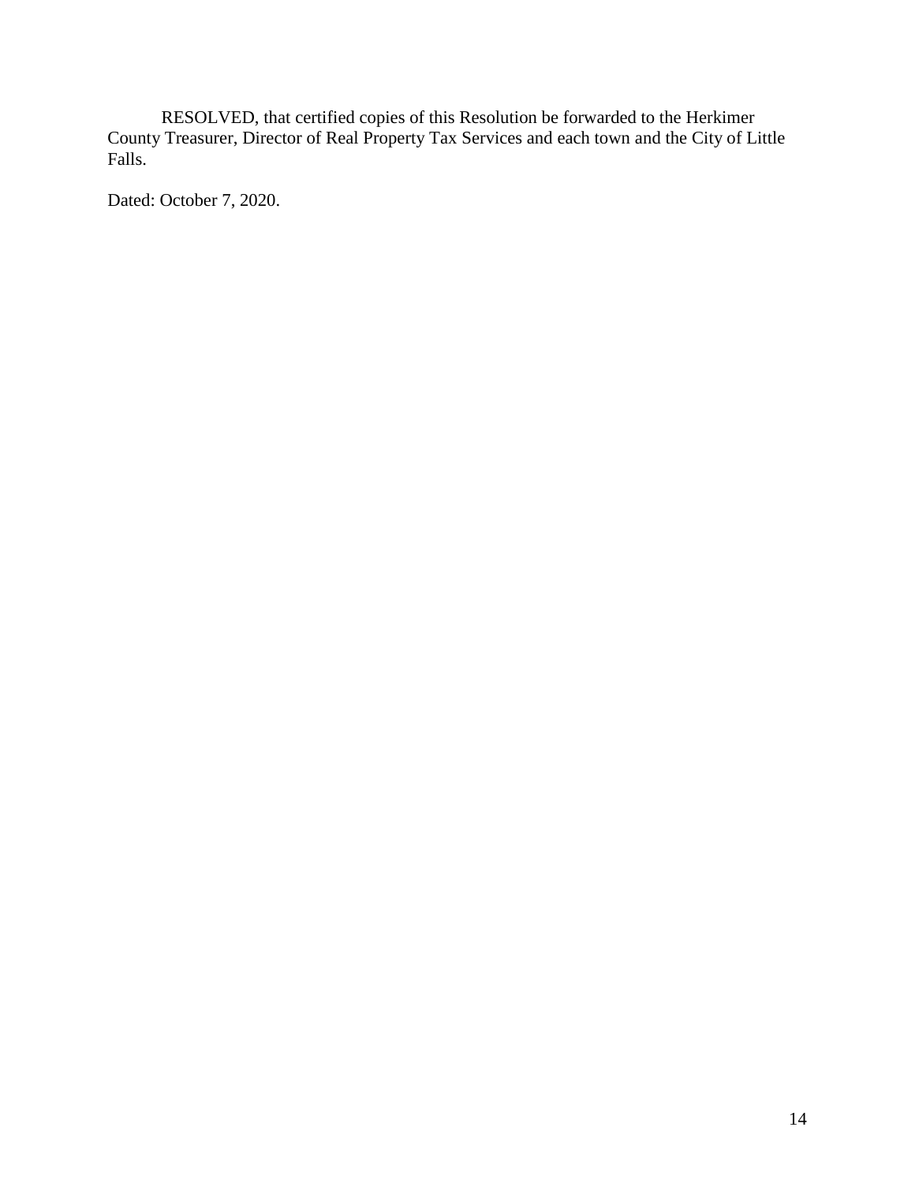RESOLVED, that certified copies of this Resolution be forwarded to the Herkimer County Treasurer, Director of Real Property Tax Services and each town and the City of Little Falls.

Dated: October 7, 2020.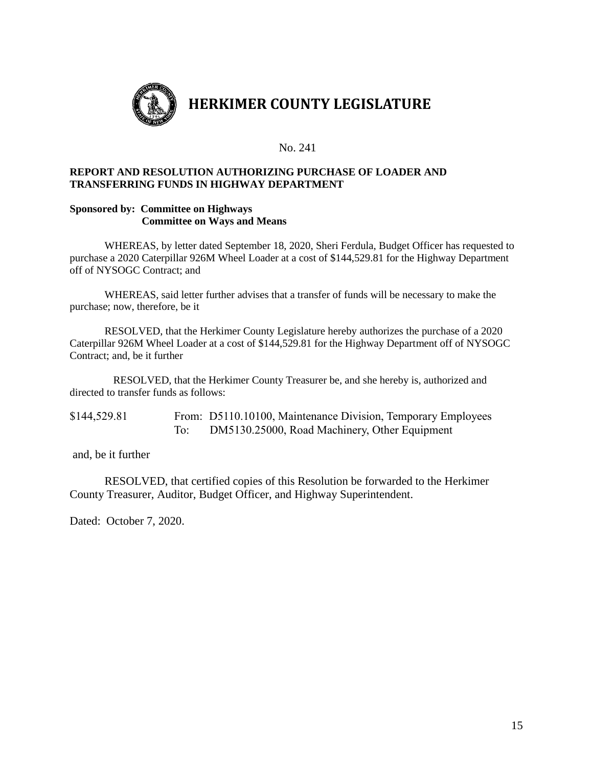# HERKIMER COUNTY LEGISLATURE

No. 241

**REPORT AND RESOLUTION AUTHORIZING PURCHASE OF LOADER AND TRANSFERRING FUNDS IN HIGHWAY DEPARTMENT**

**Sponsored by: Committee on Highways**
**Committee on Ways and Means**

WHEREAS, by letter dated September 18, 2020, Sheri Ferdula, Budget Officer has requested to purchase a 2020 Caterpillar 926M Wheel Loader at a cost of $144,529.81 for the Highway Department off of NYSOGC Contract; and

WHEREAS, said letter further advises that a transfer of funds will be necessary to make the purchase; now, therefore, be it

RESOLVED, that the Herkimer County Legislature hereby authorizes the purchase of a 2020 Caterpillar 926M Wheel Loader at a cost of $144,529.81 for the Highway Department off of NYSOGC Contract; and, be it further

RESOLVED, that the Herkimer County Treasurer be, and she hereby is, authorized and directed to transfer funds as follows:

$144,529.81 From: D5110.10100, Maintenance Division, Temporary Employees
To: DM5130.25000, Road Machinery, Other Equipment

and, be it further

RESOLVED, that certified copies of this Resolution be forwarded to the Herkimer County Treasurer, Auditor, Budget Officer, and Highway Superintendent.

Dated: October 7, 2020.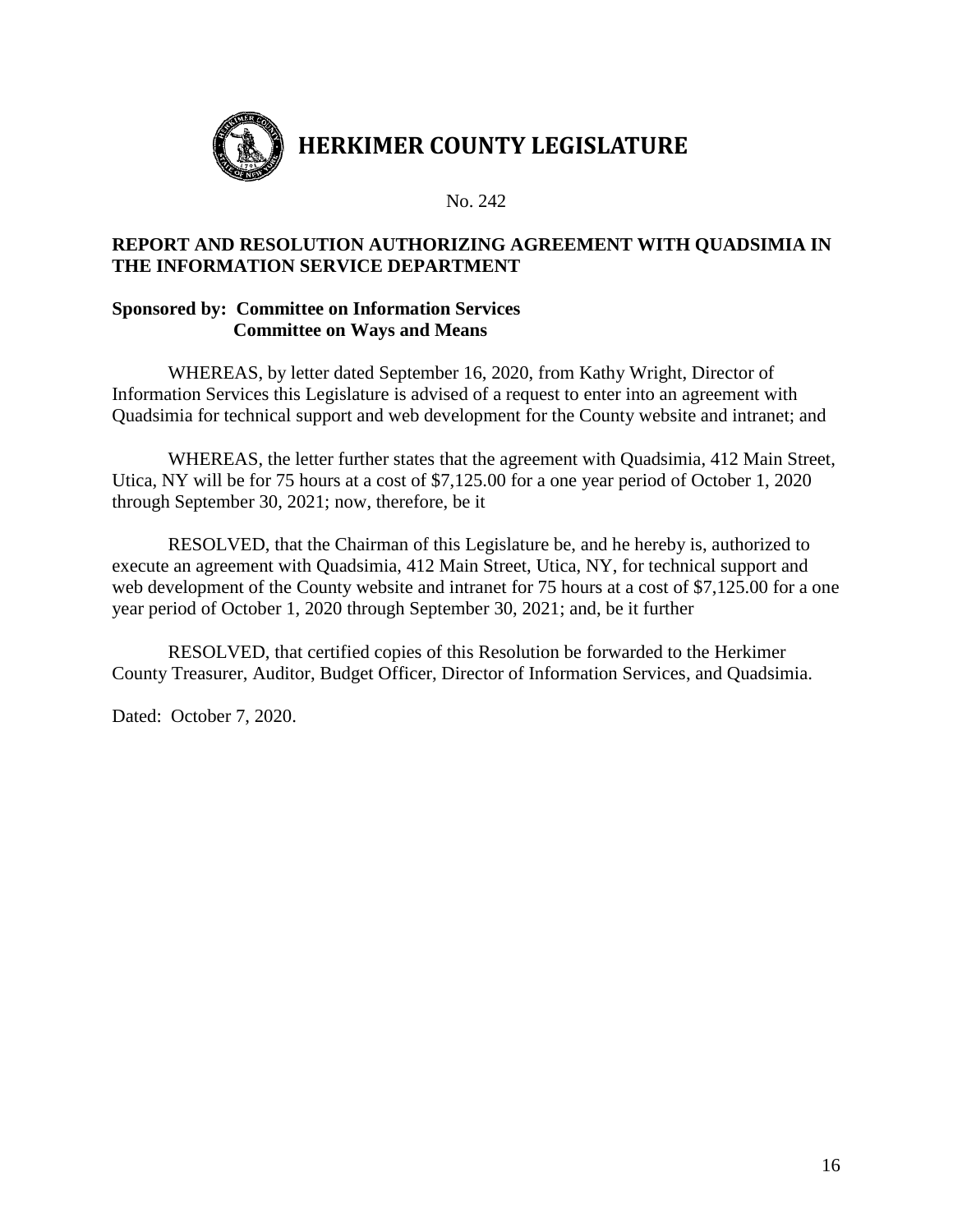# HERKIMER COUNTY LEGISLATURE

No. 242

**REPORT AND RESOLUTION AUTHORIZING AGREEMENT WITH QUADSIMIA IN THE INFORMATION SERVICE DEPARTMENT**

**Sponsored by: Committee on Information Services**
**Committee on Ways and Means**

WHEREAS, by letter dated September 16, 2020, from Kathy Wright, Director of Information Services this Legislature is advised of a request to enter into an agreement with Quadsimia for technical support and web development for the County website and intranet; and

WHEREAS, the letter further states that the agreement with Quadsimia, 412 Main Street, Utica, NY will be for 75 hours at a cost of $7,125.00 for a one year period of October 1, 2020 through September 30, 2021; now, therefore, be it

RESOLVED, that the Chairman of this Legislature be, and he hereby is, authorized to execute an agreement with Quadsimia, 412 Main Street, Utica, NY, for technical support and web development of the County website and intranet for 75 hours at a cost of $7,125.00 for a one year period of October 1, 2020 through September 30, 2021; and, be it further

RESOLVED, that certified copies of this Resolution be forwarded to the Herkimer County Treasurer, Auditor, Budget Officer, Director of Information Services, and Quadsimia.

Dated: October 7, 2020.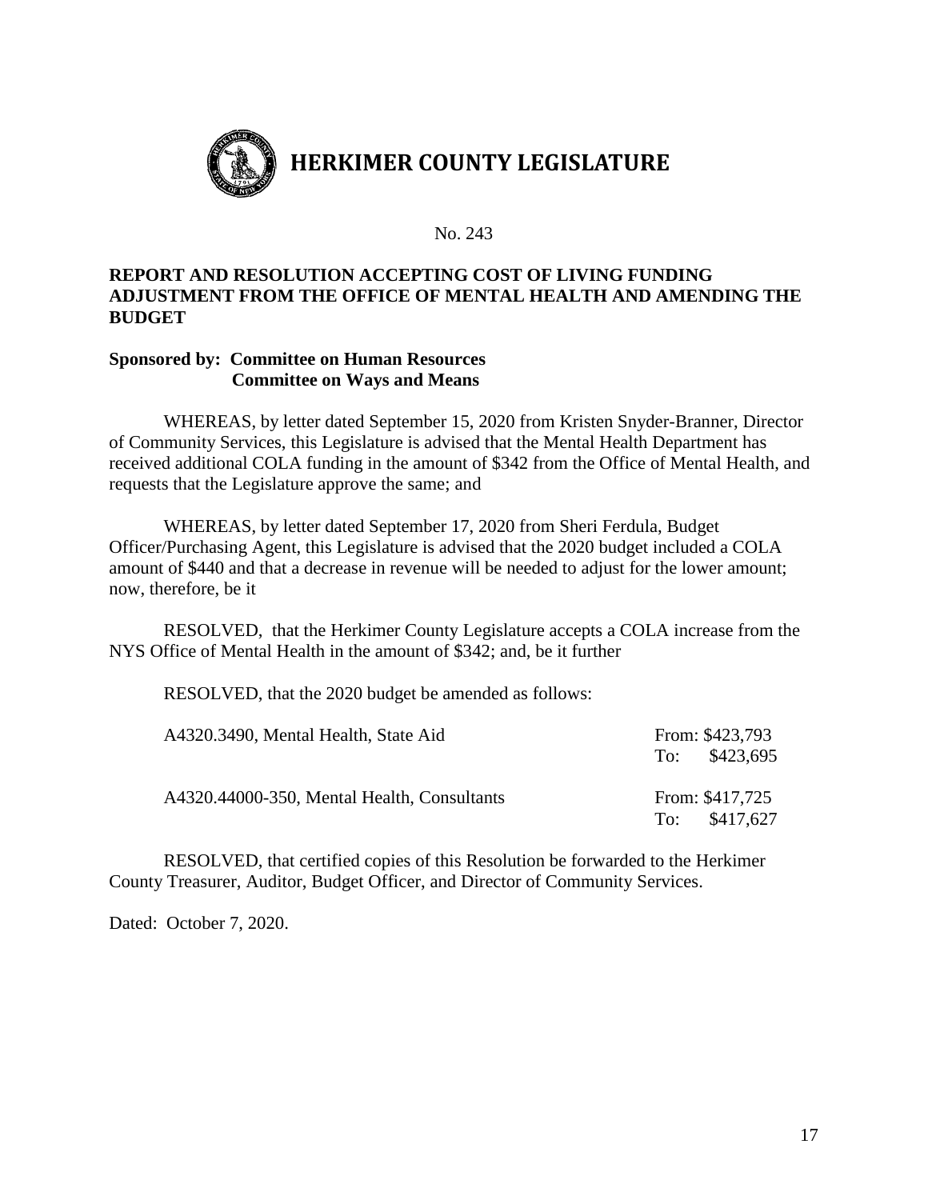# HERKIMER COUNTY LEGISLATURE

No. 243

**REPORT AND RESOLUTION ACCEPTING COST OF LIVING FUNDING ADJUSTMENT FROM THE OFFICE OF MENTAL HEALTH AND AMENDING THE BUDGET**

**Sponsored by: Committee on Human Resources**
**Committee on Ways and Means**

WHEREAS, by letter dated September 15, 2020 from Kristen Snyder-Branner, Director of Community Services, this Legislature is advised that the Mental Health Department has received additional COLA funding in the amount of $342 from the Office of Mental Health, and requests that the Legislature approve the same; and

WHEREAS, by letter dated September 17, 2020 from Sheri Ferdula, Budget Officer/Purchasing Agent, this Legislature is advised that the 2020 budget included a COLA amount of $440 and that a decrease in revenue will be needed to adjust for the lower amount; now, therefore, be it

RESOLVED, that the Herkimer County Legislature accepts a COLA increase from the NYS Office of Mental Health in the amount of $342; and, be it further

RESOLVED, that the 2020 budget be amended as follows:

| | |
|---|---|
| A4320.3490, Mental Health, State Aid | From: $423,793<br>To: $423,695 |
| A4320.44000-350, Mental Health, Consultants | From: $417,725<br>To: $417,627 |

RESOLVED, that certified copies of this Resolution be forwarded to the Herkimer County Treasurer, Auditor, Budget Officer, and Director of Community Services.

Dated: October 7, 2020.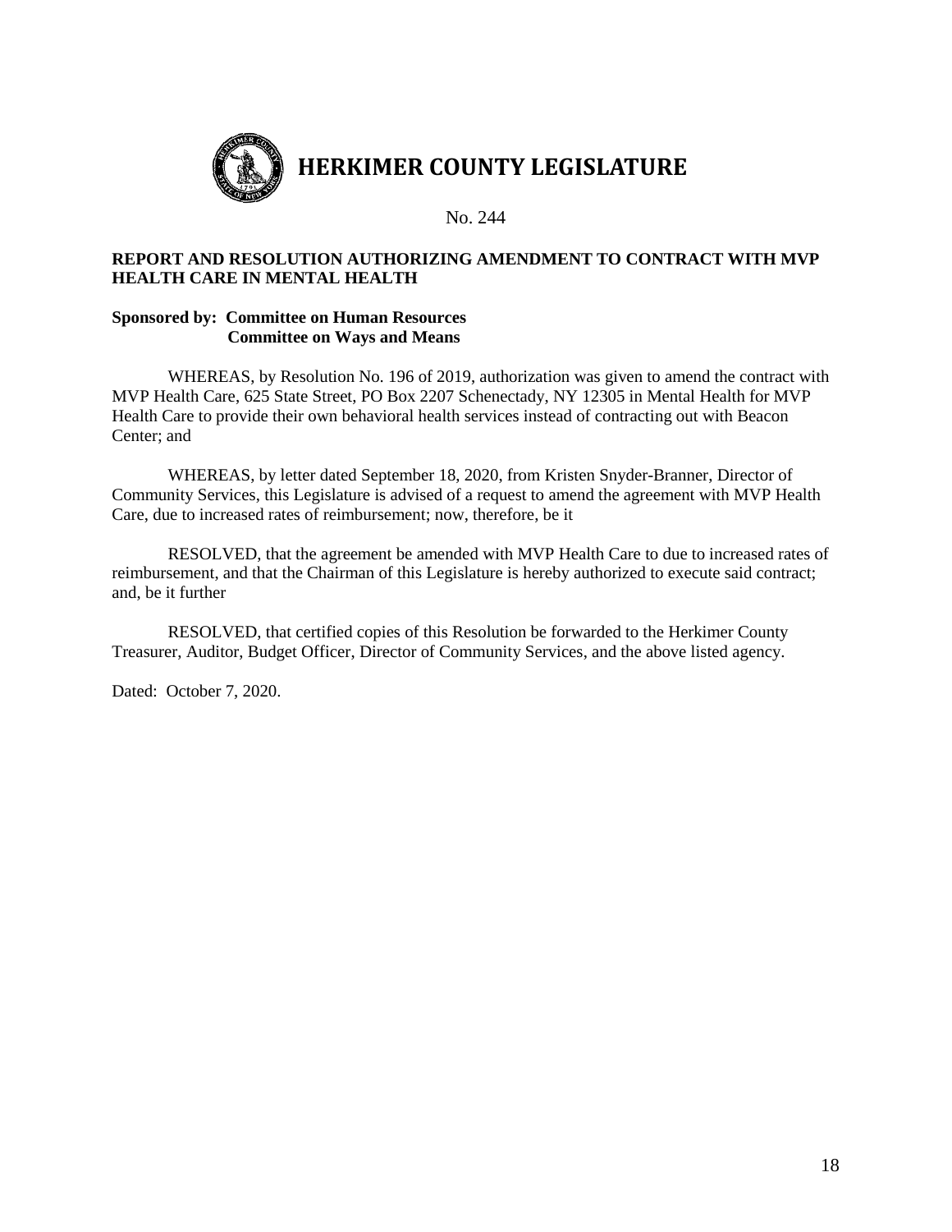# HERKIMER COUNTY LEGISLATURE

No. 244

**REPORT AND RESOLUTION AUTHORIZING AMENDMENT TO CONTRACT WITH MVP HEALTH CARE IN MENTAL HEALTH**

**Sponsored by: Committee on Human Resources**
**Committee on Ways and Means**

WHEREAS, by Resolution No. 196 of 2019, authorization was given to amend the contract with MVP Health Care, 625 State Street, PO Box 2207 Schenectady, NY 12305 in Mental Health for MVP Health Care to provide their own behavioral health services instead of contracting out with Beacon Center; and

WHEREAS, by letter dated September 18, 2020, from Kristen Snyder-Branner, Director of Community Services, this Legislature is advised of a request to amend the agreement with MVP Health Care, due to increased rates of reimbursement; now, therefore, be it

RESOLVED, that the agreement be amended with MVP Health Care to due to increased rates of reimbursement, and that the Chairman of this Legislature is hereby authorized to execute said contract; and, be it further

RESOLVED, that certified copies of this Resolution be forwarded to the Herkimer County Treasurer, Auditor, Budget Officer, Director of Community Services, and the above listed agency.

Dated: October 7, 2020.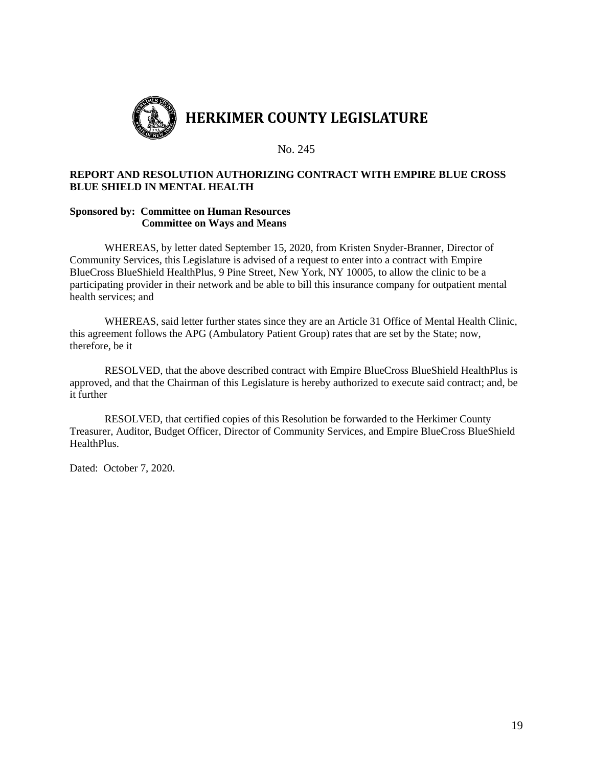# HERKIMER COUNTY LEGISLATURE

No. 245

**REPORT AND RESOLUTION AUTHORIZING CONTRACT WITH EMPIRE BLUE CROSS BLUE SHIELD IN MENTAL HEALTH**

**Sponsored by: Committee on Human Resources**
**Committee on Ways and Means**

WHEREAS, by letter dated September 15, 2020, from Kristen Snyder-Branner, Director of Community Services, this Legislature is advised of a request to enter into a contract with Empire BlueCross BlueShield HealthPlus, 9 Pine Street, New York, NY 10005, to allow the clinic to be a participating provider in their network and be able to bill this insurance company for outpatient mental health services; and

WHEREAS, said letter further states since they are an Article 31 Office of Mental Health Clinic, this agreement follows the APG (Ambulatory Patient Group) rates that are set by the State; now, therefore, be it

RESOLVED, that the above described contract with Empire BlueCross BlueShield HealthPlus is approved, and that the Chairman of this Legislature is hereby authorized to execute said contract; and, be it further

RESOLVED, that certified copies of this Resolution be forwarded to the Herkimer County Treasurer, Auditor, Budget Officer, Director of Community Services, and Empire BlueCross BlueShield HealthPlus.

Dated: October 7, 2020.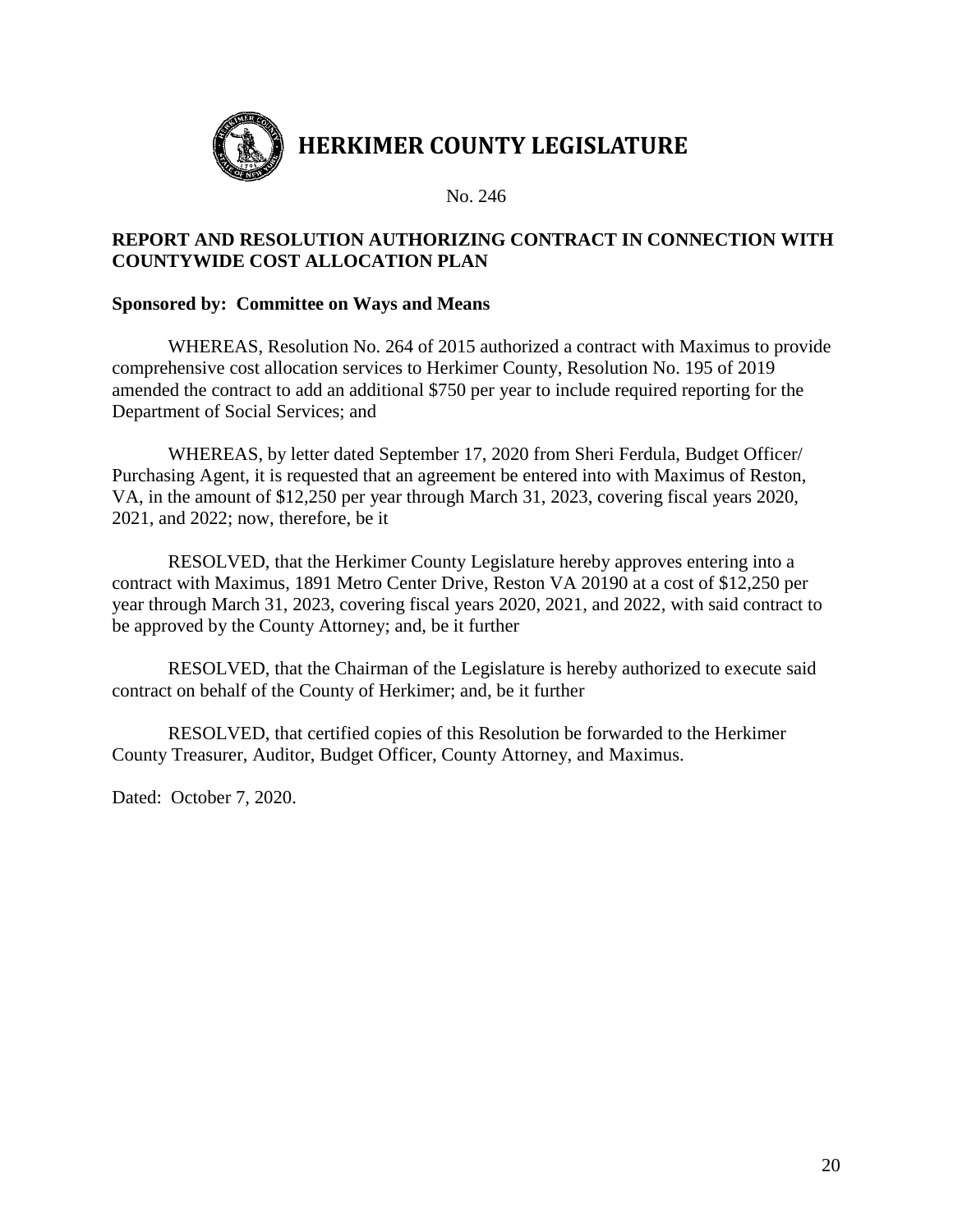# HERKIMER COUNTY LEGISLATURE

No. 246

**REPORT AND RESOLUTION AUTHORIZING CONTRACT IN CONNECTION WITH COUNTYWIDE COST ALLOCATION PLAN**

**Sponsored by: Committee on Ways and Means**

WHEREAS, Resolution No. 264 of 2015 authorized a contract with Maximus to provide comprehensive cost allocation services to Herkimer County, Resolution No. 195 of 2019 amended the contract to add an additional $750 per year to include required reporting for the Department of Social Services; and

WHEREAS, by letter dated September 17, 2020 from Sheri Ferdula, Budget Officer/ Purchasing Agent, it is requested that an agreement be entered into with Maximus of Reston, VA, in the amount of $12,250 per year through March 31, 2023, covering fiscal years 2020, 2021, and 2022; now, therefore, be it

RESOLVED, that the Herkimer County Legislature hereby approves entering into a contract with Maximus, 1891 Metro Center Drive, Reston VA 20190 at a cost of $12,250 per year through March 31, 2023, covering fiscal years 2020, 2021, and 2022, with said contract to be approved by the County Attorney; and, be it further

RESOLVED, that the Chairman of the Legislature is hereby authorized to execute said contract on behalf of the County of Herkimer; and, be it further

RESOLVED, that certified copies of this Resolution be forwarded to the Herkimer County Treasurer, Auditor, Budget Officer, County Attorney, and Maximus.

Dated: October 7, 2020.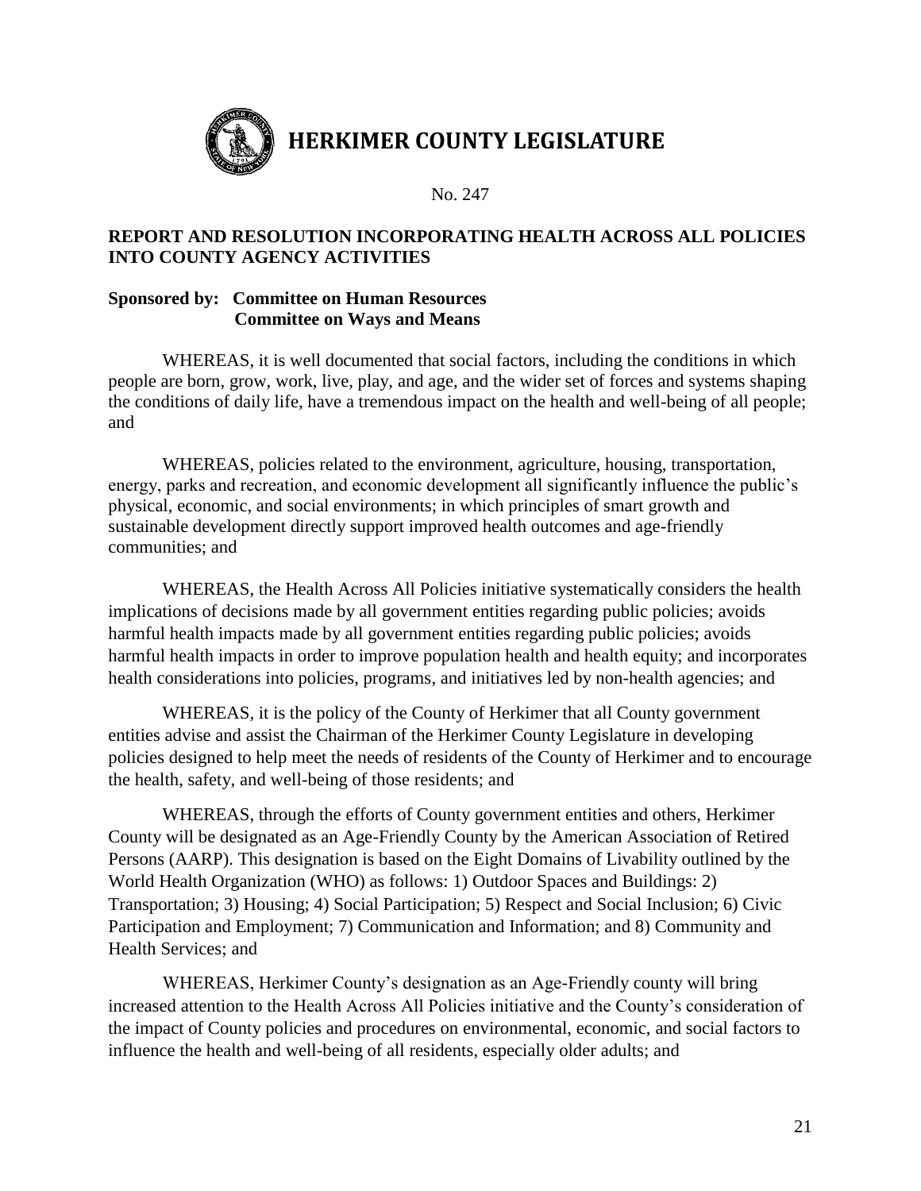# HERKIMER COUNTY LEGISLATURE

No. 247

## REPORT AND RESOLUTION INCORPORATING HEALTH ACROSS ALL POLICIES INTO COUNTY AGENCY ACTIVITIES

**Sponsored by: Committee on Human Resources**
**Committee on Ways and Means**

WHEREAS, it is well documented that social factors, including the conditions in which people are born, grow, work, live, play, and age, and the wider set of forces and systems shaping the conditions of daily life, have a tremendous impact on the health and well-being of all people; and

WHEREAS, policies related to the environment, agriculture, housing, transportation, energy, parks and recreation, and economic development all significantly influence the public's physical, economic, and social environments; in which principles of smart growth and sustainable development directly support improved health outcomes and age-friendly communities; and

WHEREAS, the Health Across All Policies initiative systematically considers the health implications of decisions made by all government entities regarding public policies; avoids harmful health impacts made by all government entities regarding public policies; avoids harmful health impacts in order to improve population health and health equity; and incorporates health considerations into policies, programs, and initiatives led by non-health agencies; and

WHEREAS, it is the policy of the County of Herkimer that all County government entities advise and assist the Chairman of the Herkimer County Legislature in developing policies designed to help meet the needs of residents of the County of Herkimer and to encourage the health, safety, and well-being of those residents; and

WHEREAS, through the efforts of County government entities and others, Herkimer County will be designated as an Age-Friendly County by the American Association of Retired Persons (AARP). This designation is based on the Eight Domains of Livability outlined by the World Health Organization (WHO) as follows: 1) Outdoor Spaces and Buildings: 2) Transportation; 3) Housing; 4) Social Participation; 5) Respect and Social Inclusion; 6) Civic Participation and Employment; 7) Communication and Information; and 8) Community and Health Services; and

WHEREAS, Herkimer County's designation as an Age-Friendly county will bring increased attention to the Health Across All Policies initiative and the County's consideration of the impact of County policies and procedures on environmental, economic, and social factors to influence the health and well-being of all residents, especially older adults; and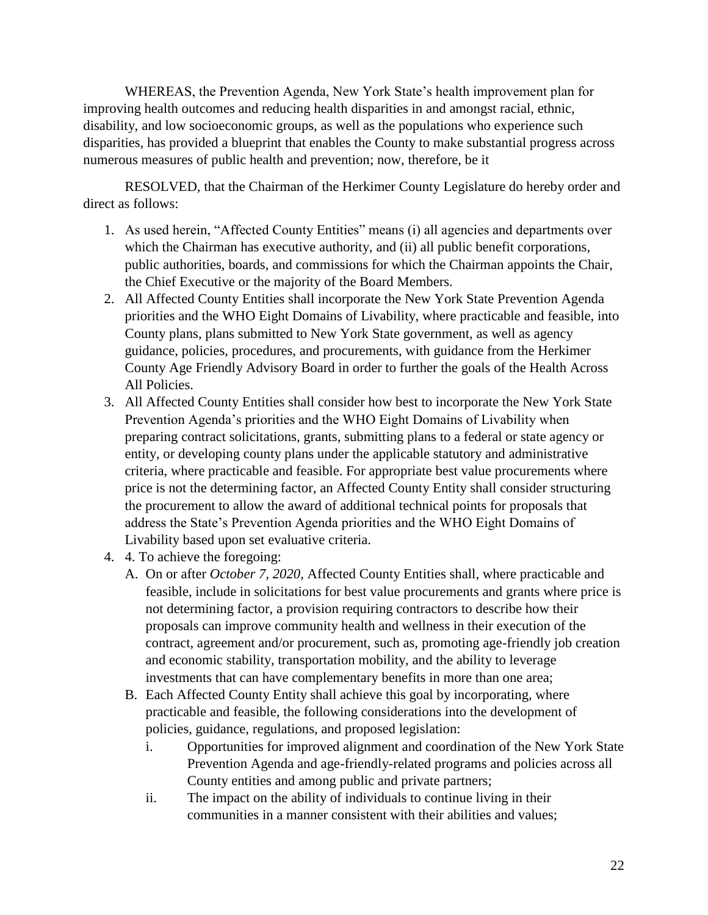WHEREAS, the Prevention Agenda, New York State's health improvement plan for improving health outcomes and reducing health disparities in and amongst racial, ethnic, disability, and low socioeconomic groups, as well as the populations who experience such disparities, has provided a blueprint that enables the County to make substantial progress across numerous measures of public health and prevention; now, therefore, be it

RESOLVED, that the Chairman of the Herkimer County Legislature do hereby order and direct as follows:

1. As used herein, "Affected County Entities" means (i) all agencies and departments over which the Chairman has executive authority, and (ii) all public benefit corporations, public authorities, boards, and commissions for which the Chairman appoints the Chair, the Chief Executive or the majority of the Board Members.
2. All Affected County Entities shall incorporate the New York State Prevention Agenda priorities and the WHO Eight Domains of Livability, where practicable and feasible, into County plans, plans submitted to New York State government, as well as agency guidance, policies, procedures, and procurements, with guidance from the Herkimer County Age Friendly Advisory Board in order to further the goals of the Health Across All Policies.
3. All Affected County Entities shall consider how best to incorporate the New York State Prevention Agenda's priorities and the WHO Eight Domains of Livability when preparing contract solicitations, grants, submitting plans to a federal or state agency or entity, or developing county plans under the applicable statutory and administrative criteria, where practicable and feasible. For appropriate best value procurements where price is not the determining factor, an Affected County Entity shall consider structuring the procurement to allow the award of additional technical points for proposals that address the State's Prevention Agenda priorities and the WHO Eight Domains of Livability based upon set evaluative criteria.
4. 4. To achieve the foregoing:
   A. On or after *October 7, 2020*, Affected County Entities shall, where practicable and feasible, include in solicitations for best value procurements and grants where price is not determining factor, a provision requiring contractors to describe how their proposals can improve community health and wellness in their execution of the contract, agreement and/or procurement, such as, promoting age-friendly job creation and economic stability, transportation mobility, and the ability to leverage investments that can have complementary benefits in more than one area;
   B. Each Affected County Entity shall achieve this goal by incorporating, where practicable and feasible, the following considerations into the development of policies, guidance, regulations, and proposed legislation:
      i. Opportunities for improved alignment and coordination of the New York State Prevention Agenda and age-friendly-related programs and policies across all County entities and among public and private partners;
      ii. The impact on the ability of individuals to continue living in their communities in a manner consistent with their abilities and values;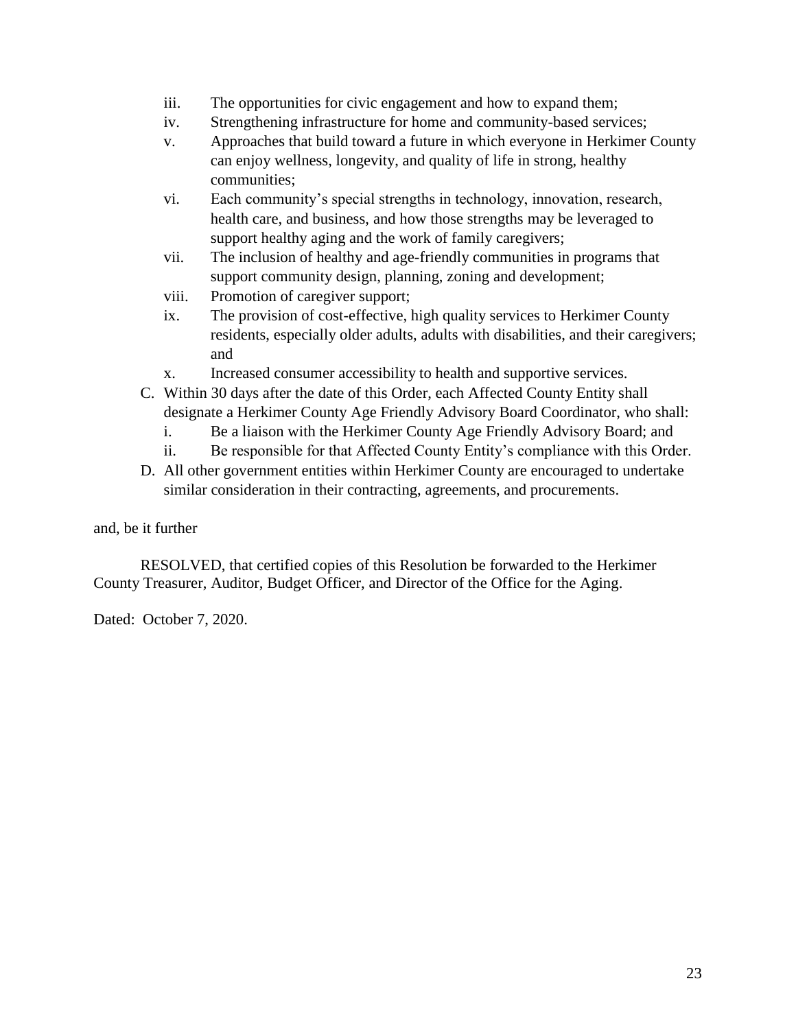iii. The opportunities for civic engagement and how to expand them;
iv. Strengthening infrastructure for home and community-based services;
v. Approaches that build toward a future in which everyone in Herkimer County can enjoy wellness, longevity, and quality of life in strong, healthy communities;
vi. Each community's special strengths in technology, innovation, research, health care, and business, and how those strengths may be leveraged to support healthy aging and the work of family caregivers;
vii. The inclusion of healthy and age-friendly communities in programs that support community design, planning, zoning and development;
viii. Promotion of caregiver support;
ix. The provision of cost-effective, high quality services to Herkimer County residents, especially older adults, adults with disabilities, and their caregivers; and
x. Increased consumer accessibility to health and supportive services.

C. Within 30 days after the date of this Order, each Affected County Entity shall designate a Herkimer County Age Friendly Advisory Board Coordinator, who shall:
   i. Be a liaison with the Herkimer County Age Friendly Advisory Board; and
   ii. Be responsible for that Affected County Entity's compliance with this Order.

D. All other government entities within Herkimer County are encouraged to undertake similar consideration in their contracting, agreements, and procurements.

and, be it further

RESOLVED, that certified copies of this Resolution be forwarded to the Herkimer County Treasurer, Auditor, Budget Officer, and Director of the Office for the Aging.

Dated: October 7, 2020.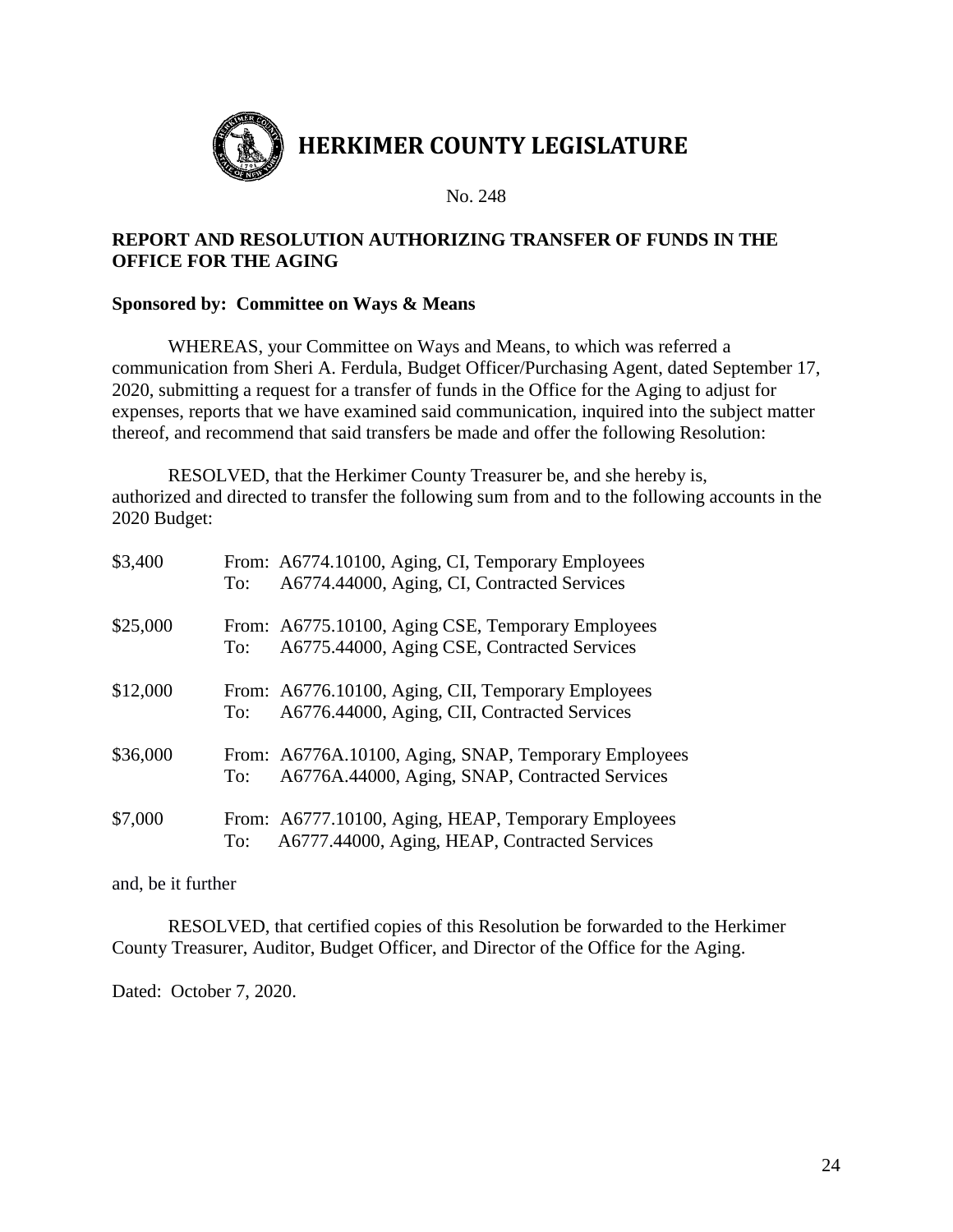# HERKIMER COUNTY LEGISLATURE

No. 248

**REPORT AND RESOLUTION AUTHORIZING TRANSFER OF FUNDS IN THE OFFICE FOR THE AGING**

**Sponsored by: Committee on Ways & Means**

WHEREAS, your Committee on Ways and Means, to which was referred a communication from Sheri A. Ferdula, Budget Officer/Purchasing Agent, dated September 17, 2020, submitting a request for a transfer of funds in the Office for the Aging to adjust for expenses, reports that we have examined said communication, inquired into the subject matter thereof, and recommend that said transfers be made and offer the following Resolution:

RESOLVED, that the Herkimer County Treasurer be, and she hereby is, authorized and directed to transfer the following sum from and to the following accounts in the 2020 Budget:

| | | |
|---|---|---|
| $3,400 | From: | A6774.10100, Aging, CI, Temporary Employees |
| | To: | A6774.44000, Aging, CI, Contracted Services |
| $25,000 | From: | A6775.10100, Aging CSE, Temporary Employees |
| | To: | A6775.44000, Aging CSE, Contracted Services |
| $12,000 | From: | A6776.10100, Aging, CII, Temporary Employees |
| | To: | A6776.44000, Aging, CII, Contracted Services |
| $36,000 | From: | A6776A.10100, Aging, SNAP, Temporary Employees |
| | To: | A6776A.44000, Aging, SNAP, Contracted Services |
| $7,000 | From: | A6777.10100, Aging, HEAP, Temporary Employees |
| | To: | A6777.44000, Aging, HEAP, Contracted Services |

and, be it further

RESOLVED, that certified copies of this Resolution be forwarded to the Herkimer County Treasurer, Auditor, Budget Officer, and Director of the Office for the Aging.

Dated: October 7, 2020.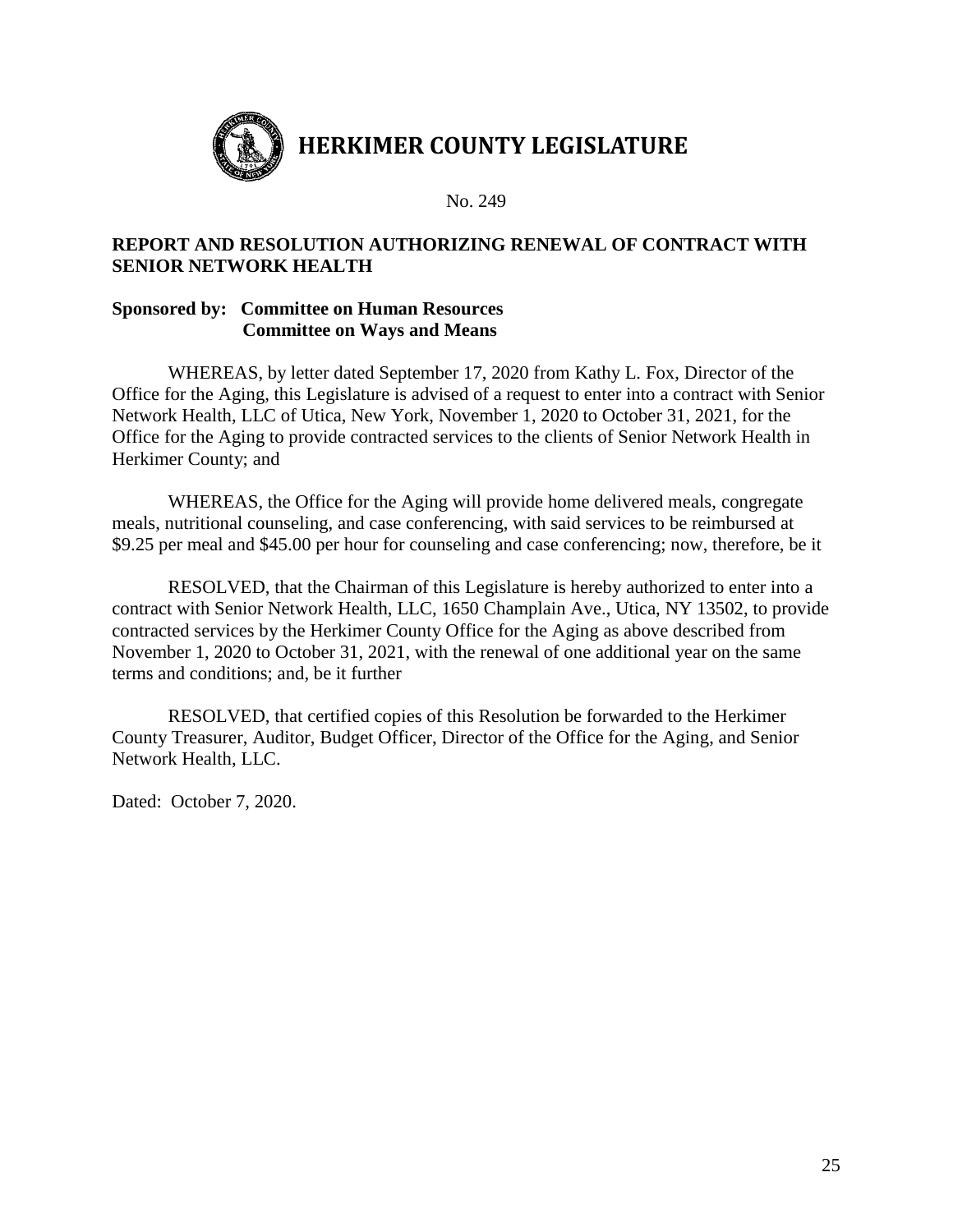# HERKIMER COUNTY LEGISLATURE

No. 249

**REPORT AND RESOLUTION AUTHORIZING RENEWAL OF CONTRACT WITH SENIOR NETWORK HEALTH**

**Sponsored by: Committee on Human Resources**
**Committee on Ways and Means**

WHEREAS, by letter dated September 17, 2020 from Kathy L. Fox, Director of the Office for the Aging, this Legislature is advised of a request to enter into a contract with Senior Network Health, LLC of Utica, New York, November 1, 2020 to October 31, 2021, for the Office for the Aging to provide contracted services to the clients of Senior Network Health in Herkimer County; and

WHEREAS, the Office for the Aging will provide home delivered meals, congregate meals, nutritional counseling, and case conferencing, with said services to be reimbursed at $9.25 per meal and $45.00 per hour for counseling and case conferencing; now, therefore, be it

RESOLVED, that the Chairman of this Legislature is hereby authorized to enter into a contract with Senior Network Health, LLC, 1650 Champlain Ave., Utica, NY 13502, to provide contracted services by the Herkimer County Office for the Aging as above described from November 1, 2020 to October 31, 2021, with the renewal of one additional year on the same terms and conditions; and, be it further

RESOLVED, that certified copies of this Resolution be forwarded to the Herkimer County Treasurer, Auditor, Budget Officer, Director of the Office for the Aging, and Senior Network Health, LLC.

Dated: October 7, 2020.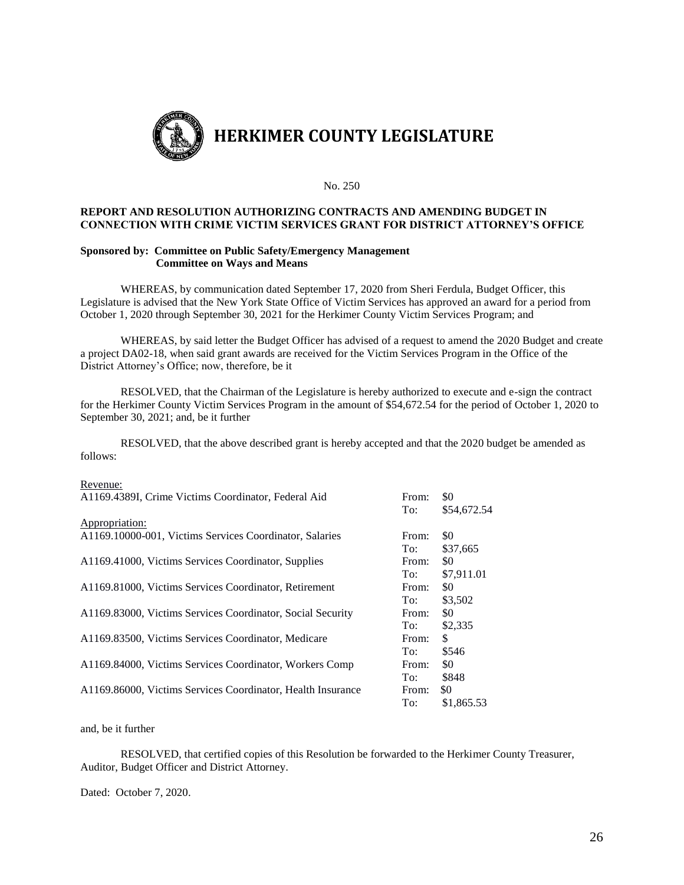# HERKIMER COUNTY LEGISLATURE

No. 250

**REPORT AND RESOLUTION AUTHORIZING CONTRACTS AND AMENDING BUDGET IN CONNECTION WITH CRIME VICTIM SERVICES GRANT FOR DISTRICT ATTORNEY'S OFFICE**

**Sponsored by: Committee on Public Safety/Emergency Management**
**Committee on Ways and Means**

WHEREAS, by communication dated September 17, 2020 from Sheri Ferdula, Budget Officer, this Legislature is advised that the New York State Office of Victim Services has approved an award for a period from October 1, 2020 through September 30, 2021 for the Herkimer County Victim Services Program; and

WHEREAS, by said letter the Budget Officer has advised of a request to amend the 2020 Budget and create a project DA02-18, when said grant awards are received for the Victim Services Program in the Office of the District Attorney's Office; now, therefore, be it

RESOLVED, that the Chairman of the Legislature is hereby authorized to execute and e-sign the contract for the Herkimer County Victim Services Program in the amount of $54,672.54 for the period of October 1, 2020 to September 30, 2021; and, be it further

RESOLVED, that the above described grant is hereby accepted and that the 2020 budget be amended as follows:

| | | |
|---|---|---|
| Revenue: | | |
| A1169.4389I, Crime Victims Coordinator, Federal Aid | From: | $0 |
| | To: | $54,672.54 |
| Appropriation: | | |
| A1169.10000-001, Victims Services Coordinator, Salaries | From: | $0 |
| | To: | $37,665 |
| A1169.41000, Victims Services Coordinator, Supplies | From: | $0 |
| | To: | $7,911.01 |
| A1169.81000, Victims Services Coordinator, Retirement | From: | $0 |
| | To: | $3,502 |
| A1169.83000, Victims Services Coordinator, Social Security | From: | $0 |
| | To: | $2,335 |
| A1169.83500, Victims Services Coordinator, Medicare | From: | $ |
| | To: | $546 |
| A1169.84000, Victims Services Coordinator, Workers Comp | From: | $0 |
| | To: | $848 |
| A1169.86000, Victims Services Coordinator, Health Insurance | From: | $0 |
| | To: | $1,865.53 |

and, be it further

RESOLVED, that certified copies of this Resolution be forwarded to the Herkimer County Treasurer, Auditor, Budget Officer and District Attorney.

Dated: October 7, 2020.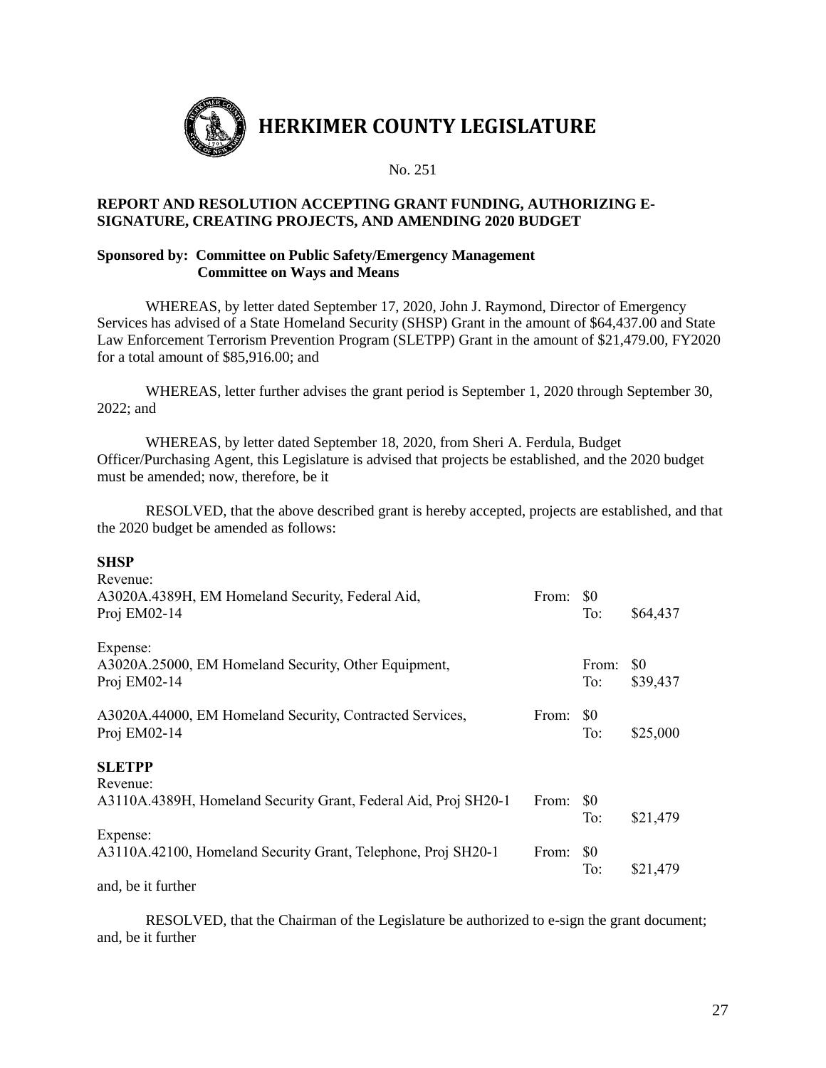# HERKIMER COUNTY LEGISLATURE

No. 251

**REPORT AND RESOLUTION ACCEPTING GRANT FUNDING, AUTHORIZING E-SIGNATURE, CREATING PROJECTS, AND AMENDING 2020 BUDGET**

**Sponsored by: Committee on Public Safety/Emergency Management**
**Committee on Ways and Means**

WHEREAS, by letter dated September 17, 2020, John J. Raymond, Director of Emergency Services has advised of a State Homeland Security (SHSP) Grant in the amount of $64,437.00 and State Law Enforcement Terrorism Prevention Program (SLETPP) Grant in the amount of $21,479.00, FY2020 for a total amount of $85,916.00; and

WHEREAS, letter further advises the grant period is September 1, 2020 through September 30, 2022; and

WHEREAS, by letter dated September 18, 2020, from Sheri A. Ferdula, Budget Officer/Purchasing Agent, this Legislature is advised that projects be established, and the 2020 budget must be amended; now, therefore, be it

RESOLVED, that the above described grant is hereby accepted, projects are established, and that the 2020 budget be amended as follows:

**SHSP**

Revenue:
A3020A.4389H, EM Homeland Security, Federal Aid, Proj EM02-14 — From: $0 To: $64,437

Expense:
A3020A.25000, EM Homeland Security, Other Equipment, Proj EM02-14 — From: $0 To: $39,437

A3020A.44000, EM Homeland Security, Contracted Services, Proj EM02-14 — From: $0 To: $25,000

**SLETPP**

Revenue:
A3110A.4389H, Homeland Security Grant, Federal Aid, Proj SH20-1 — From: $0 To: $21,479

Expense:
A3110A.42100, Homeland Security Grant, Telephone, Proj SH20-1 — From: $0 To: $21,479

and, be it further

RESOLVED, that the Chairman of the Legislature be authorized to e-sign the grant document; and, be it further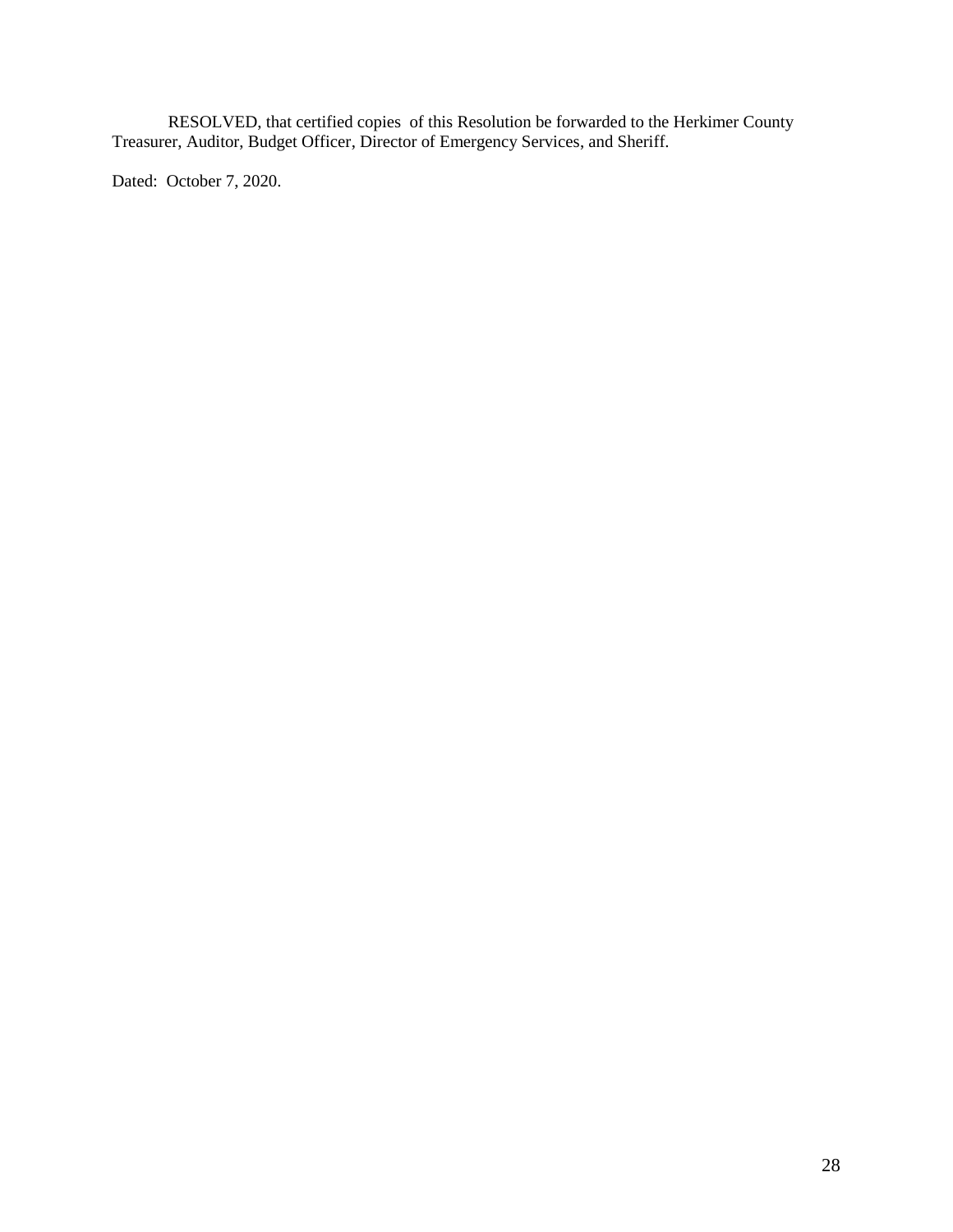RESOLVED, that certified copies of this Resolution be forwarded to the Herkimer County Treasurer, Auditor, Budget Officer, Director of Emergency Services, and Sheriff.

Dated: October 7, 2020.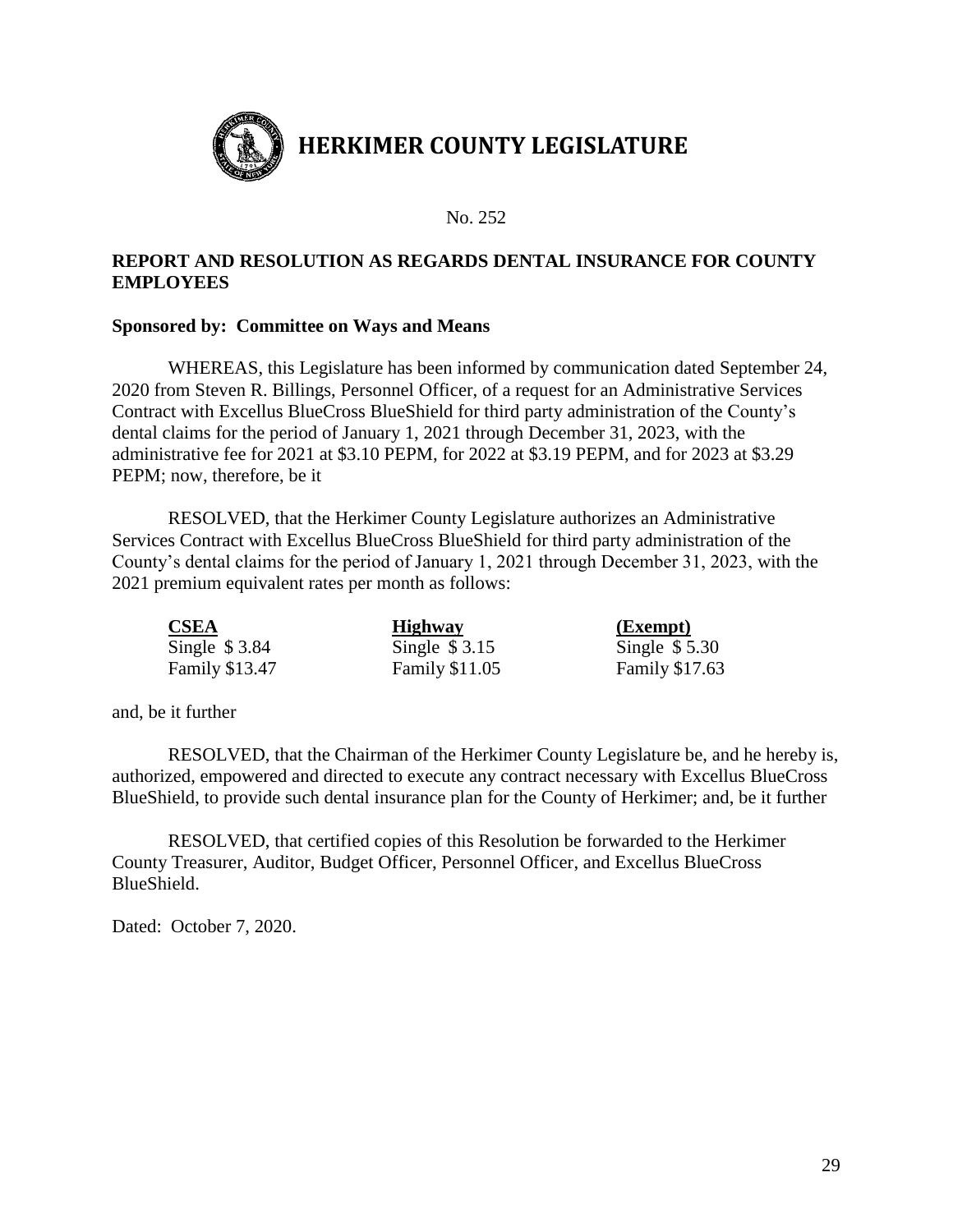# HERKIMER COUNTY LEGISLATURE

No. 252

**REPORT AND RESOLUTION AS REGARDS DENTAL INSURANCE FOR COUNTY EMPLOYEES**

**Sponsored by: Committee on Ways and Means**

WHEREAS, this Legislature has been informed by communication dated September 24, 2020 from Steven R. Billings, Personnel Officer, of a request for an Administrative Services Contract with Excellus BlueCross BlueShield for third party administration of the County's dental claims for the period of January 1, 2021 through December 31, 2023, with the administrative fee for 2021 at $3.10 PEPM, for 2022 at $3.19 PEPM, and for 2023 at $3.29 PEPM; now, therefore, be it

RESOLVED, that the Herkimer County Legislature authorizes an Administrative Services Contract with Excellus BlueCross BlueShield for third party administration of the County's dental claims for the period of January 1, 2021 through December 31, 2023, with the 2021 premium equivalent rates per month as follows:

| **CSEA** | **Highway** | **(Exempt)** |
|---|---|---|
| Single $ 3.84 | Single $ 3.15 | Single $ 5.30 |
| Family $13.47 | Family $11.05 | Family $17.63 |

and, be it further

RESOLVED, that the Chairman of the Herkimer County Legislature be, and he hereby is, authorized, empowered and directed to execute any contract necessary with Excellus BlueCross BlueShield, to provide such dental insurance plan for the County of Herkimer; and, be it further

RESOLVED, that certified copies of this Resolution be forwarded to the Herkimer County Treasurer, Auditor, Budget Officer, Personnel Officer, and Excellus BlueCross BlueShield.

Dated: October 7, 2020.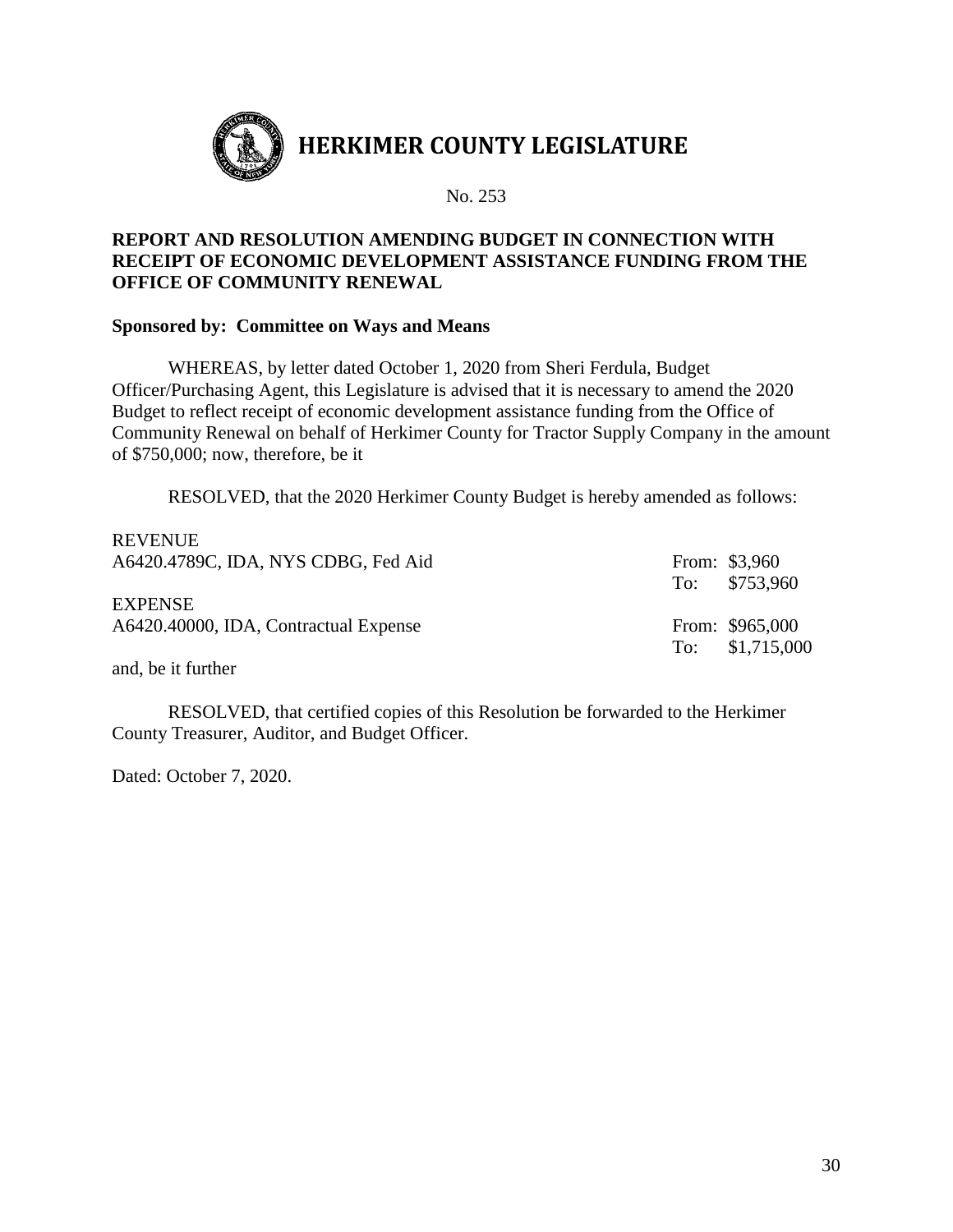# HERKIMER COUNTY LEGISLATURE

No. 253

**REPORT AND RESOLUTION AMENDING BUDGET IN CONNECTION WITH RECEIPT OF ECONOMIC DEVELOPMENT ASSISTANCE FUNDING FROM THE OFFICE OF COMMUNITY RENEWAL**

**Sponsored by: Committee on Ways and Means**

WHEREAS, by letter dated October 1, 2020 from Sheri Ferdula, Budget Officer/Purchasing Agent, this Legislature is advised that it is necessary to amend the 2020 Budget to reflect receipt of economic development assistance funding from the Office of Community Renewal on behalf of Herkimer County for Tractor Supply Company in the amount of $750,000; now, therefore, be it

RESOLVED, that the 2020 Herkimer County Budget is hereby amended as follows:

REVENUE
A6420.4789C, IDA, NYS CDBG, Fed Aid — From: $3,960 To: $753,960

EXPENSE
A6420.40000, IDA, Contractual Expense — From: $965,000 To: $1,715,000

and, be it further

RESOLVED, that certified copies of this Resolution be forwarded to the Herkimer County Treasurer, Auditor, and Budget Officer.

Dated: October 7, 2020.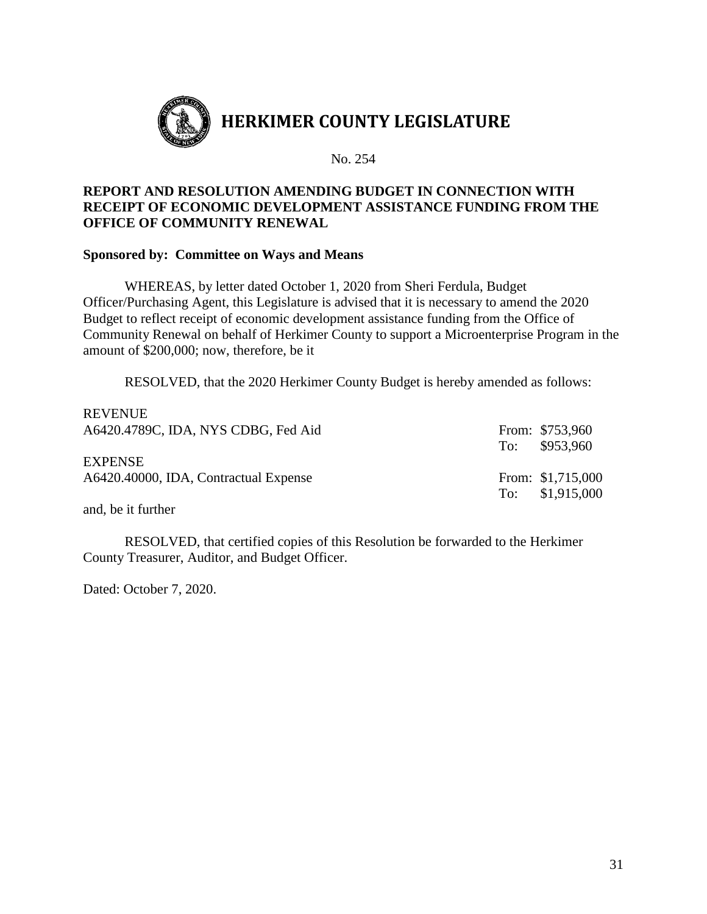# HERKIMER COUNTY LEGISLATURE

No. 254

**REPORT AND RESOLUTION AMENDING BUDGET IN CONNECTION WITH RECEIPT OF ECONOMIC DEVELOPMENT ASSISTANCE FUNDING FROM THE OFFICE OF COMMUNITY RENEWAL**

**Sponsored by: Committee on Ways and Means**

WHEREAS, by letter dated October 1, 2020 from Sheri Ferdula, Budget Officer/Purchasing Agent, this Legislature is advised that it is necessary to amend the 2020 Budget to reflect receipt of economic development assistance funding from the Office of Community Renewal on behalf of Herkimer County to support a Microenterprise Program in the amount of $200,000; now, therefore, be it

RESOLVED, that the 2020 Herkimer County Budget is hereby amended as follows:

REVENUE

| | | |
|---|---|---|
| A6420.4789C, IDA, NYS CDBG, Fed Aid | From: | $753,960 |
| | To: | $953,960 |

EXPENSE

| | | |
|---|---|---|
| A6420.40000, IDA, Contractual Expense | From: | $1,715,000 |
| | To: | $1,915,000 |

and, be it further

RESOLVED, that certified copies of this Resolution be forwarded to the Herkimer County Treasurer, Auditor, and Budget Officer.

Dated: October 7, 2020.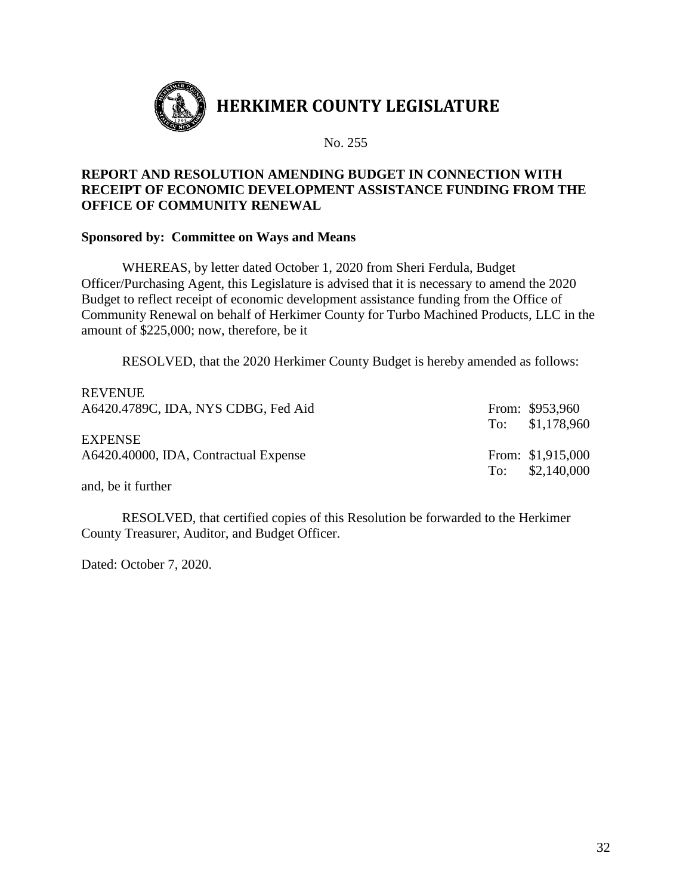# HERKIMER COUNTY LEGISLATURE

No. 255

**REPORT AND RESOLUTION AMENDING BUDGET IN CONNECTION WITH RECEIPT OF ECONOMIC DEVELOPMENT ASSISTANCE FUNDING FROM THE OFFICE OF COMMUNITY RENEWAL**

**Sponsored by: Committee on Ways and Means**

WHEREAS, by letter dated October 1, 2020 from Sheri Ferdula, Budget Officer/Purchasing Agent, this Legislature is advised that it is necessary to amend the 2020 Budget to reflect receipt of economic development assistance funding from the Office of Community Renewal on behalf of Herkimer County for Turbo Machined Products, LLC in the amount of $225,000; now, therefore, be it

RESOLVED, that the 2020 Herkimer County Budget is hereby amended as follows:

| | |
|---|---|
| REVENUE | |
| A6420.4789C, IDA, NYS CDBG, Fed Aid | From: $953,960 |
| | To: $1,178,960 |
| EXPENSE | |
| A6420.40000, IDA, Contractual Expense | From: $1,915,000 |
| | To: $2,140,000 |

and, be it further

RESOLVED, that certified copies of this Resolution be forwarded to the Herkimer County Treasurer, Auditor, and Budget Officer.

Dated: October 7, 2020.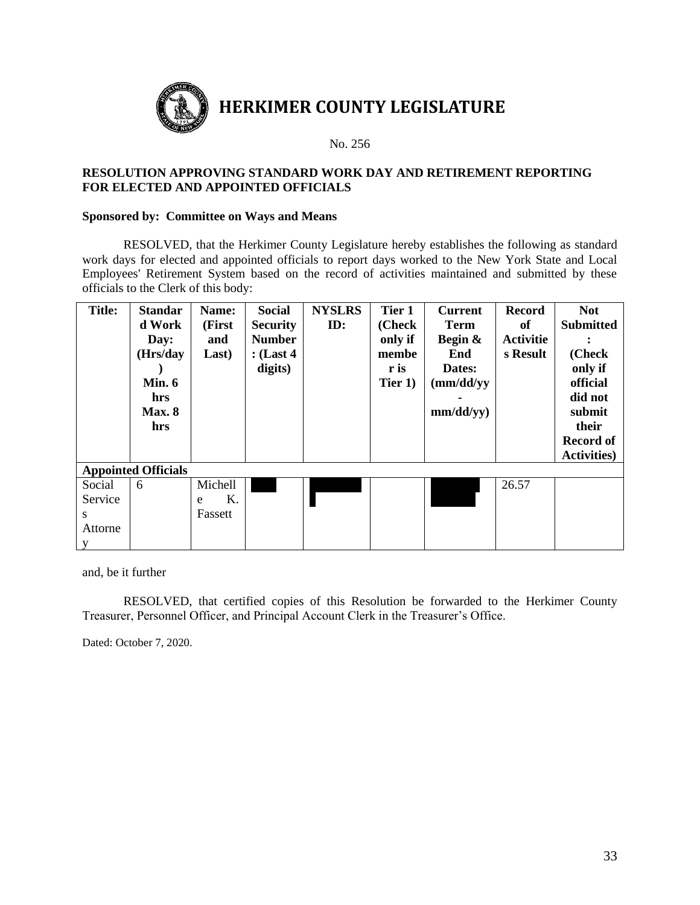# HERKIMER COUNTY LEGISLATURE

No. 256

**RESOLUTION APPROVING STANDARD WORK DAY AND RETIREMENT REPORTING FOR ELECTED AND APPOINTED OFFICIALS**

**Sponsored by: Committee on Ways and Means**

RESOLVED, that the Herkimer County Legislature hereby establishes the following as standard work days for elected and appointed officials to report days worked to the New York State and Local Employees' Retirement System based on the record of activities maintained and submitted by these officials to the Clerk of this body:

| Title: | Standard Work Day: (Hrs/day) Min. 6 hrs Max. 8 hrs | Name: (First and Last) | Social Security Number: (Last 4 digits) | NYSLRS ID: | Tier 1 (Check only if member is Tier 1) | Current Term Begin & End Dates: (mm/dd/yy - mm/dd/yy) | Record of Activities Result | Not Submitted: (Check only if official did not submit their Record of Activities) |
|---|---|---|---|---|---|---|---|---|
| **Appointed Officials** | | | | | | | | |
| Social Services Attorney | 6 | Michelle K. Fassett | | | | | 26.57 | |

and, be it further

RESOLVED, that certified copies of this Resolution be forwarded to the Herkimer County Treasurer, Personnel Officer, and Principal Account Clerk in the Treasurer's Office.

Dated: October 7, 2020.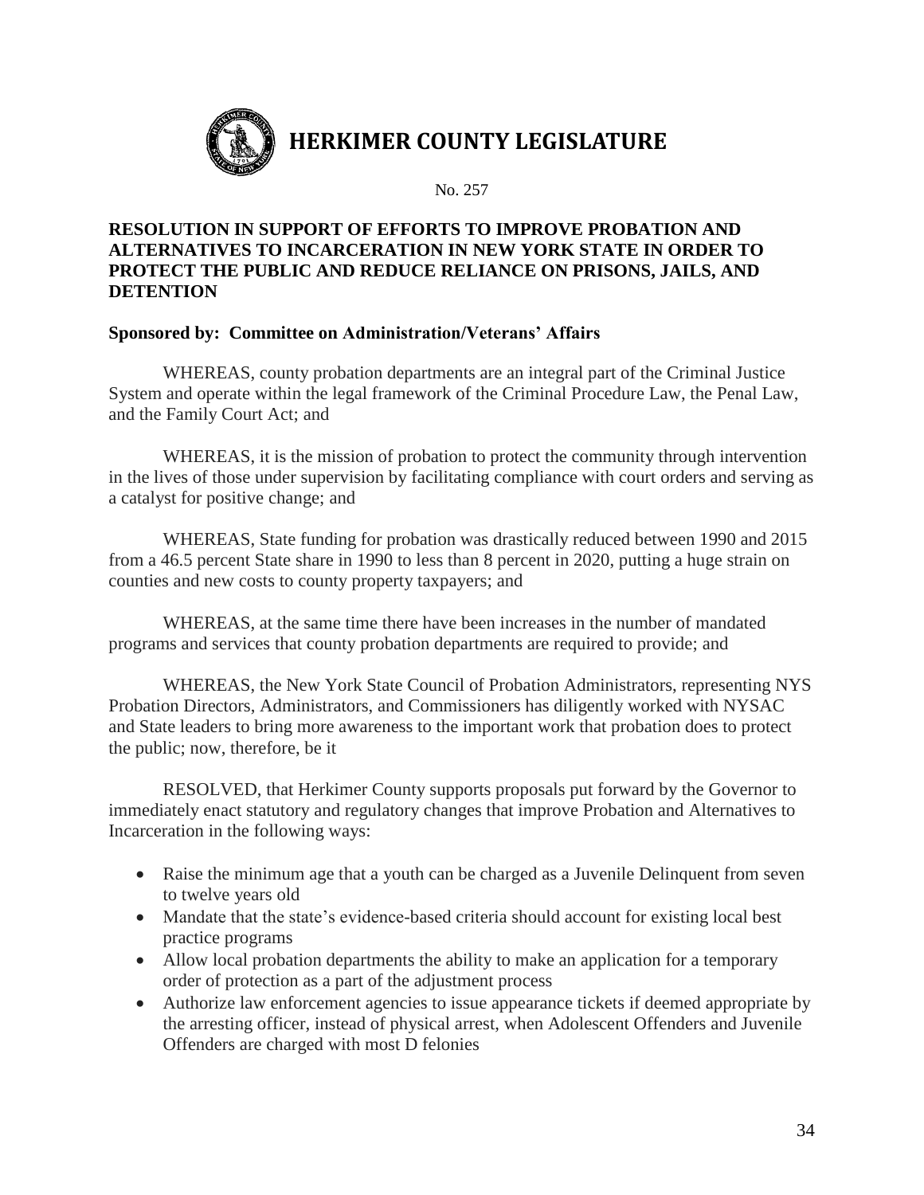# HERKIMER COUNTY LEGISLATURE

No. 257

**RESOLUTION IN SUPPORT OF EFFORTS TO IMPROVE PROBATION AND ALTERNATIVES TO INCARCERATION IN NEW YORK STATE IN ORDER TO PROTECT THE PUBLIC AND REDUCE RELIANCE ON PRISONS, JAILS, AND DETENTION**

**Sponsored by: Committee on Administration/Veterans' Affairs**

WHEREAS, county probation departments are an integral part of the Criminal Justice System and operate within the legal framework of the Criminal Procedure Law, the Penal Law, and the Family Court Act; and

WHEREAS, it is the mission of probation to protect the community through intervention in the lives of those under supervision by facilitating compliance with court orders and serving as a catalyst for positive change; and

WHEREAS, State funding for probation was drastically reduced between 1990 and 2015 from a 46.5 percent State share in 1990 to less than 8 percent in 2020, putting a huge strain on counties and new costs to county property taxpayers; and

WHEREAS, at the same time there have been increases in the number of mandated programs and services that county probation departments are required to provide; and

WHEREAS, the New York State Council of Probation Administrators, representing NYS Probation Directors, Administrators, and Commissioners has diligently worked with NYSAC and State leaders to bring more awareness to the important work that probation does to protect the public; now, therefore, be it

RESOLVED, that Herkimer County supports proposals put forward by the Governor to immediately enact statutory and regulatory changes that improve Probation and Alternatives to Incarceration in the following ways:

- Raise the minimum age that a youth can be charged as a Juvenile Delinquent from seven to twelve years old
- Mandate that the state's evidence-based criteria should account for existing local best practice programs
- Allow local probation departments the ability to make an application for a temporary order of protection as a part of the adjustment process
- Authorize law enforcement agencies to issue appearance tickets if deemed appropriate by the arresting officer, instead of physical arrest, when Adolescent Offenders and Juvenile Offenders are charged with most D felonies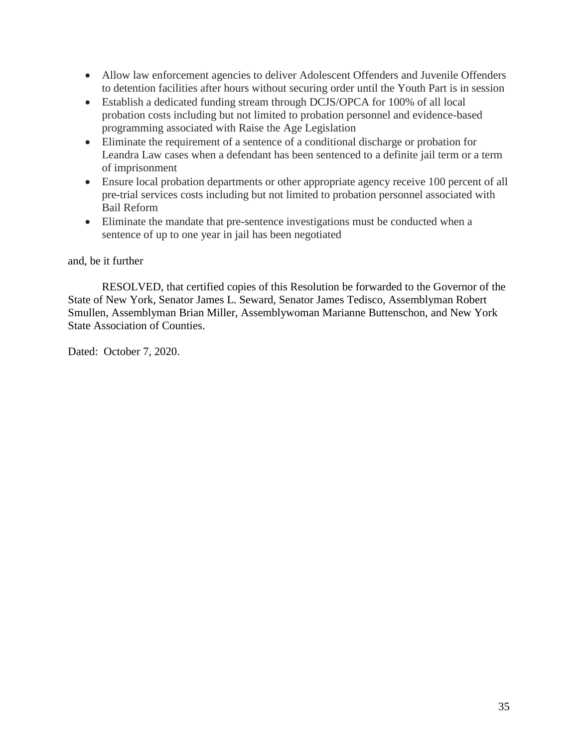- Allow law enforcement agencies to deliver Adolescent Offenders and Juvenile Offenders to detention facilities after hours without securing order until the Youth Part is in session
- Establish a dedicated funding stream through DCJS/OPCA for 100% of all local probation costs including but not limited to probation personnel and evidence-based programming associated with Raise the Age Legislation
- Eliminate the requirement of a sentence of a conditional discharge or probation for Leandra Law cases when a defendant has been sentenced to a definite jail term or a term of imprisonment
- Ensure local probation departments or other appropriate agency receive 100 percent of all pre-trial services costs including but not limited to probation personnel associated with Bail Reform
- Eliminate the mandate that pre-sentence investigations must be conducted when a sentence of up to one year in jail has been negotiated

and, be it further

RESOLVED, that certified copies of this Resolution be forwarded to the Governor of the State of New York, Senator James L. Seward, Senator James Tedisco, Assemblyman Robert Smullen, Assemblyman Brian Miller, Assemblywoman Marianne Buttenschon, and New York State Association of Counties.

Dated: October 7, 2020.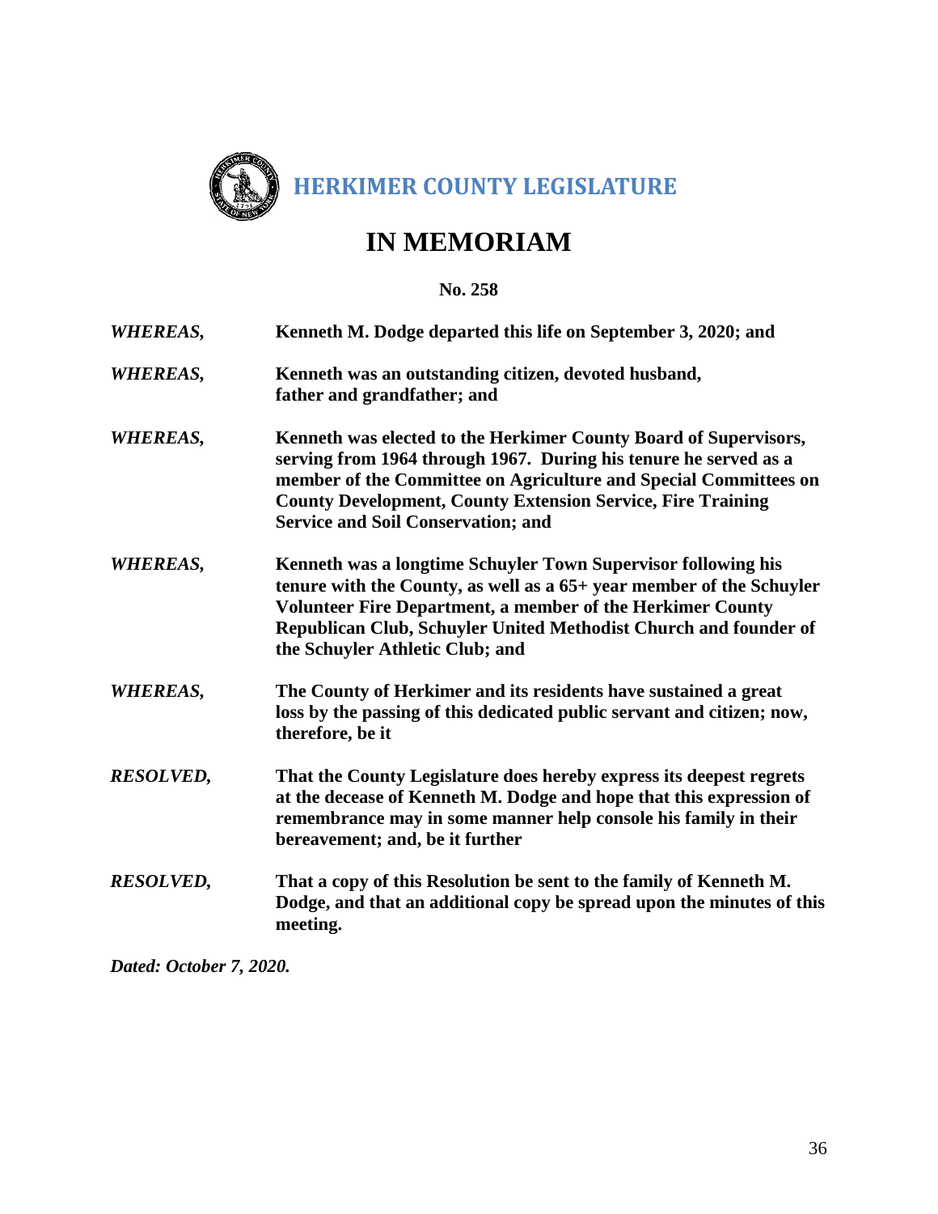**HERKIMER COUNTY LEGISLATURE**

# IN MEMORIAM

**No. 258**

***WHEREAS,*** **Kenneth M. Dodge departed this life on September 3, 2020; and**

***WHEREAS,*** **Kenneth was an outstanding citizen, devoted husband, father and grandfather; and**

***WHEREAS,*** **Kenneth was elected to the Herkimer County Board of Supervisors, serving from 1964 through 1967. During his tenure he served as a member of the Committee on Agriculture and Special Committees on County Development, County Extension Service, Fire Training Service and Soil Conservation; and**

***WHEREAS,*** **Kenneth was a longtime Schuyler Town Supervisor following his tenure with the County, as well as a 65+ year member of the Schuyler Volunteer Fire Department, a member of the Herkimer County Republican Club, Schuyler United Methodist Church and founder of the Schuyler Athletic Club; and**

***WHEREAS,*** **The County of Herkimer and its residents have sustained a great loss by the passing of this dedicated public servant and citizen; now, therefore, be it**

***RESOLVED,*** **That the County Legislature does hereby express its deepest regrets at the decease of Kenneth M. Dodge and hope that this expression of remembrance may in some manner help console his family in their bereavement; and, be it further**

***RESOLVED,*** **That a copy of this Resolution be sent to the family of Kenneth M. Dodge, and that an additional copy be spread upon the minutes of this meeting.**

***Dated: October 7, 2020.***